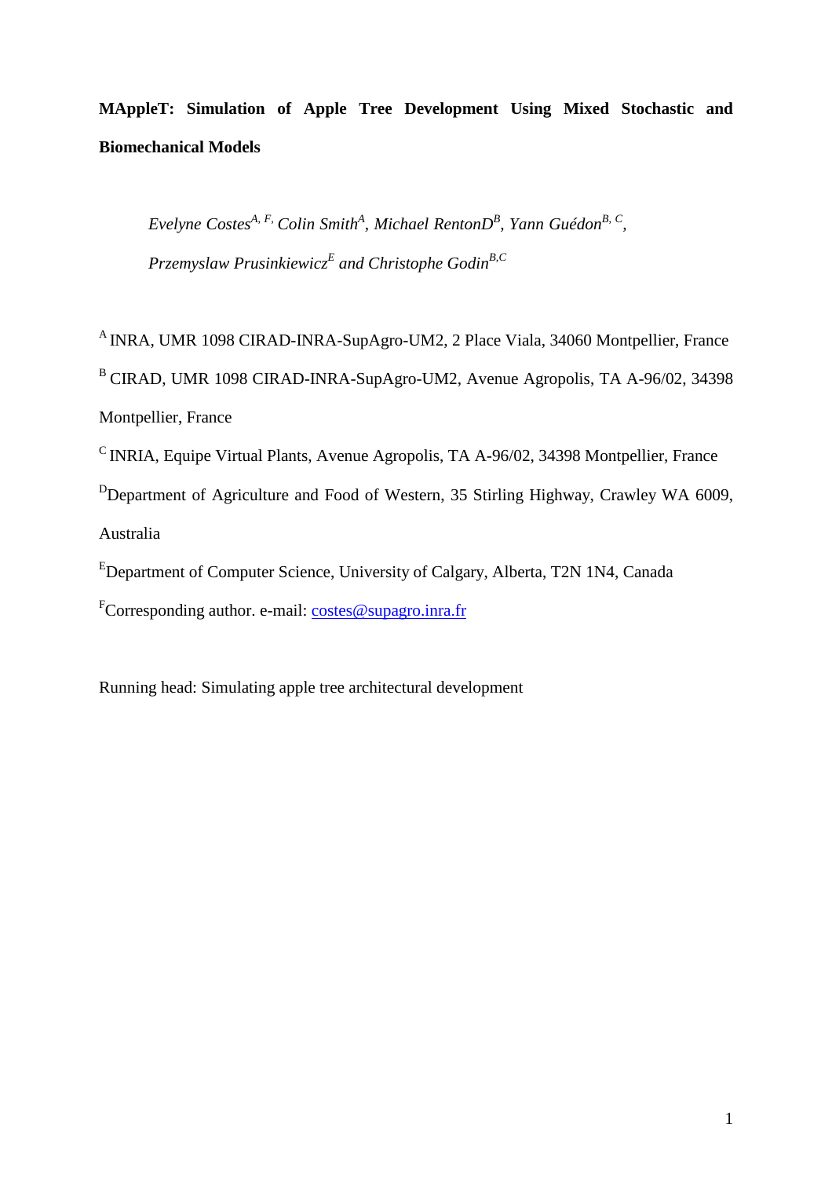# MAppleT: Simulation of Apple Tree Development Using Mixed Stochastic and Biomechanical Models

*Evelyne Costes*[A, F,] *Colin Smith*[A], *Michael RentonD*[B], *Yann Guédon*[B, C], *Przemyslaw Prusinkiewicz*[E] *and Christophe Godin*[B,C]

[A] INRA, UMR 1098 CIRAD-INRA-SupAgro-UM2, 2 Place Viala, 34060 Montpellier, France

[B] CIRAD, UMR 1098 CIRAD-INRA-SupAgro-UM2, Avenue Agropolis, TA A-96/02, 34398 Montpellier, France

[C] INRIA, Equipe Virtual Plants, Avenue Agropolis, TA A-96/02, 34398 Montpellier, France

[D]Department of Agriculture and Food of Western, 35 Stirling Highway, Crawley WA 6009, Australia

[E]Department of Computer Science, University of Calgary, Alberta, T2N 1N4, Canada

[F]Corresponding author. e-mail: costes@supagro.inra.fr

Running head: Simulating apple tree architectural development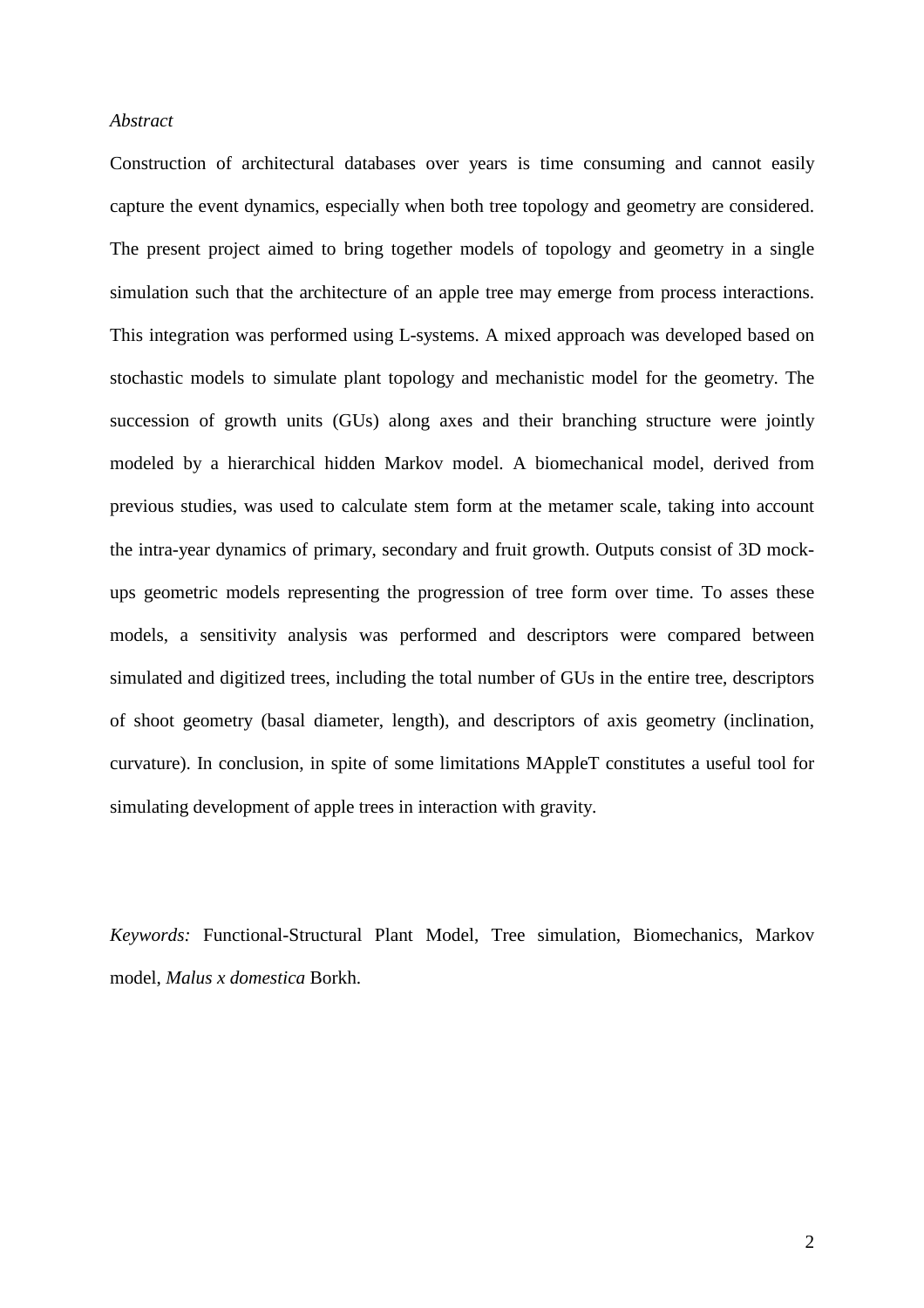*Abstract*

Construction of architectural databases over years is time consuming and cannot easily capture the event dynamics, especially when both tree topology and geometry are considered. The present project aimed to bring together models of topology and geometry in a single simulation such that the architecture of an apple tree may emerge from process interactions. This integration was performed using L-systems. A mixed approach was developed based on stochastic models to simulate plant topology and mechanistic model for the geometry. The succession of growth units (GUs) along axes and their branching structure were jointly modeled by a hierarchical hidden Markov model. A biomechanical model, derived from previous studies, was used to calculate stem form at the metamer scale, taking into account the intra-year dynamics of primary, secondary and fruit growth. Outputs consist of 3D mock-ups geometric models representing the progression of tree form over time. To asses these models, a sensitivity analysis was performed and descriptors were compared between simulated and digitized trees, including the total number of GUs in the entire tree, descriptors of shoot geometry (basal diameter, length), and descriptors of axis geometry (inclination, curvature). In conclusion, in spite of some limitations MAppleT constitutes a useful tool for simulating development of apple trees in interaction with gravity.

*Keywords:* Functional-Structural Plant Model, Tree simulation, Biomechanics, Markov model, *Malus x domestica* Borkh.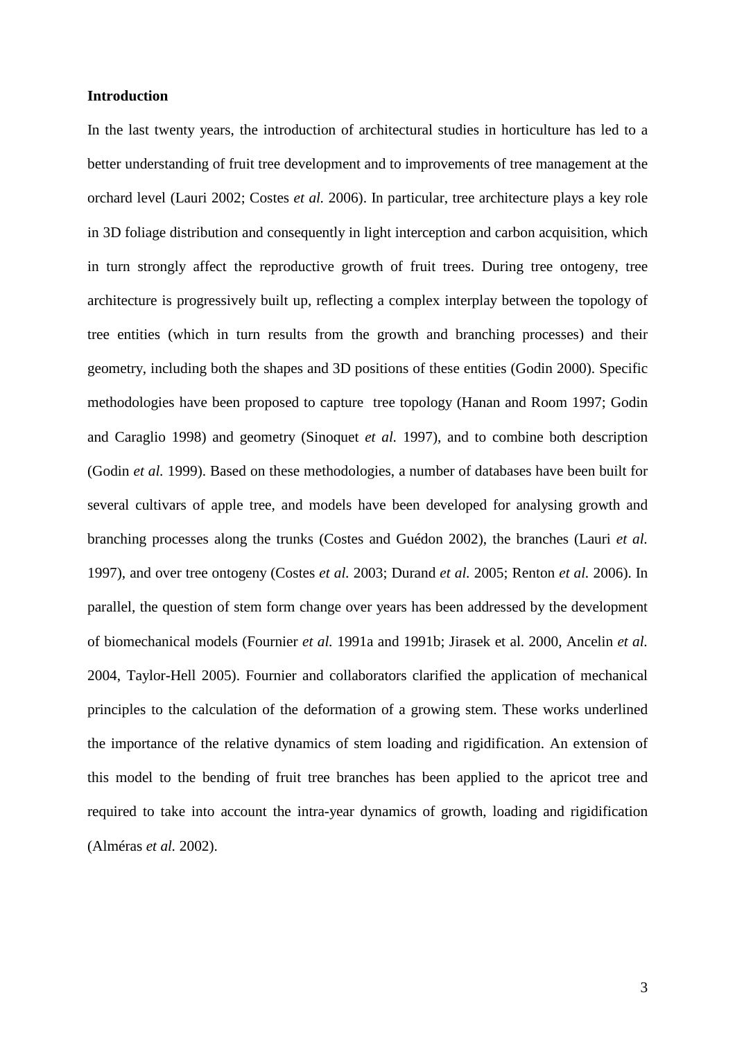**Introduction**

In the last twenty years, the introduction of architectural studies in horticulture has led to a better understanding of fruit tree development and to improvements of tree management at the orchard level (Lauri 2002; Costes *et al.* 2006). In particular, tree architecture plays a key role in 3D foliage distribution and consequently in light interception and carbon acquisition, which in turn strongly affect the reproductive growth of fruit trees. During tree ontogeny, tree architecture is progressively built up, reflecting a complex interplay between the topology of tree entities (which in turn results from the growth and branching processes) and their geometry, including both the shapes and 3D positions of these entities (Godin 2000). Specific methodologies have been proposed to capture tree topology (Hanan and Room 1997; Godin and Caraglio 1998) and geometry (Sinoquet *et al.* 1997), and to combine both description (Godin *et al.* 1999). Based on these methodologies, a number of databases have been built for several cultivars of apple tree, and models have been developed for analysing growth and branching processes along the trunks (Costes and Guédon 2002), the branches (Lauri *et al.* 1997), and over tree ontogeny (Costes *et al.* 2003; Durand *et al.* 2005; Renton *et al.* 2006). In parallel, the question of stem form change over years has been addressed by the development of biomechanical models (Fournier *et al.* 1991a and 1991b; Jirasek et al. 2000, Ancelin *et al.* 2004, Taylor-Hell 2005). Fournier and collaborators clarified the application of mechanical principles to the calculation of the deformation of a growing stem. These works underlined the importance of the relative dynamics of stem loading and rigidification. An extension of this model to the bending of fruit tree branches has been applied to the apricot tree and required to take into account the intra-year dynamics of growth, loading and rigidification (Alméras *et al.* 2002).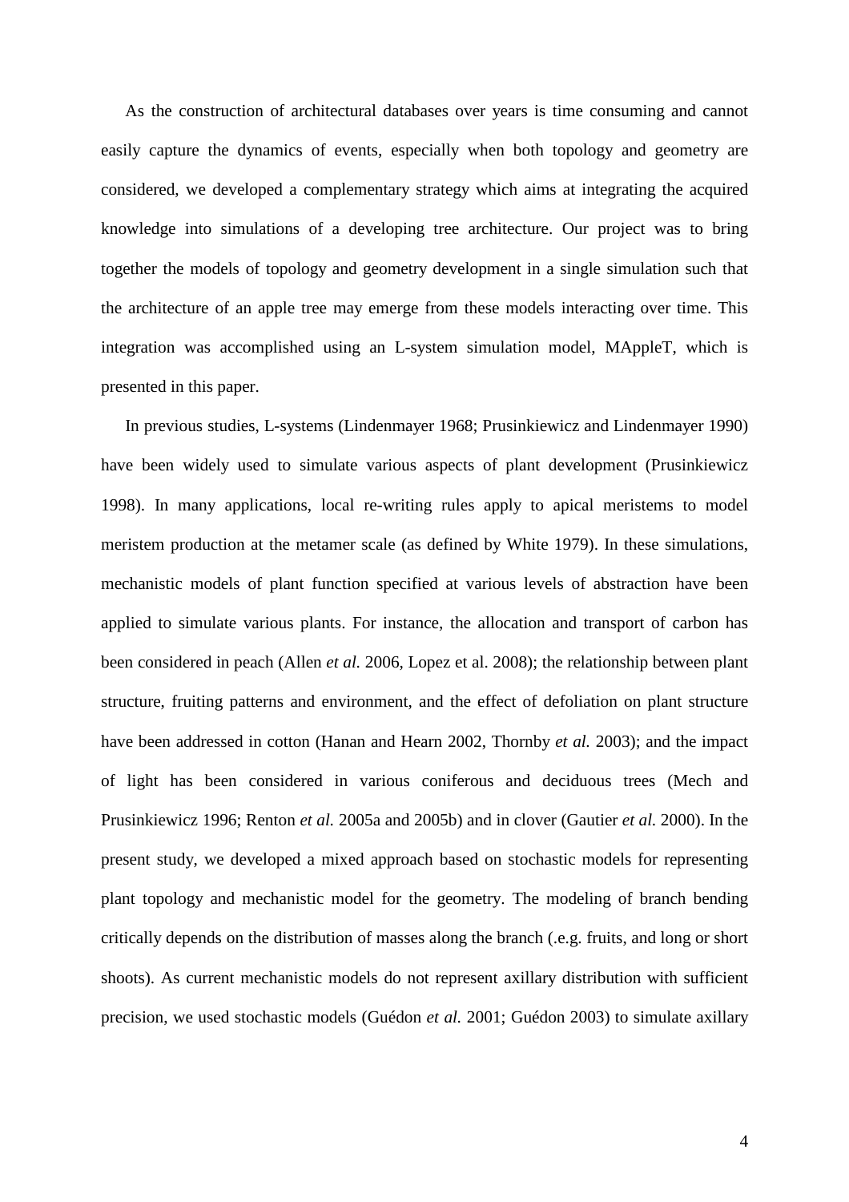As the construction of architectural databases over years is time consuming and cannot easily capture the dynamics of events, especially when both topology and geometry are considered, we developed a complementary strategy which aims at integrating the acquired knowledge into simulations of a developing tree architecture. Our project was to bring together the models of topology and geometry development in a single simulation such that the architecture of an apple tree may emerge from these models interacting over time. This integration was accomplished using an L-system simulation model, MAppleT, which is presented in this paper.

In previous studies, L-systems (Lindenmayer 1968; Prusinkiewicz and Lindenmayer 1990) have been widely used to simulate various aspects of plant development (Prusinkiewicz 1998). In many applications, local re-writing rules apply to apical meristems to model meristem production at the metamer scale (as defined by White 1979). In these simulations, mechanistic models of plant function specified at various levels of abstraction have been applied to simulate various plants. For instance, the allocation and transport of carbon has been considered in peach (Allen *et al.* 2006, Lopez et al. 2008); the relationship between plant structure, fruiting patterns and environment, and the effect of defoliation on plant structure have been addressed in cotton (Hanan and Hearn 2002, Thornby *et al.* 2003); and the impact of light has been considered in various coniferous and deciduous trees (Mech and Prusinkiewicz 1996; Renton *et al.* 2005a and 2005b) and in clover (Gautier *et al.* 2000). In the present study, we developed a mixed approach based on stochastic models for representing plant topology and mechanistic model for the geometry. The modeling of branch bending critically depends on the distribution of masses along the branch (.e.g. fruits, and long or short shoots). As current mechanistic models do not represent axillary distribution with sufficient precision, we used stochastic models (Guédon *et al.* 2001; Guédon 2003) to simulate axillary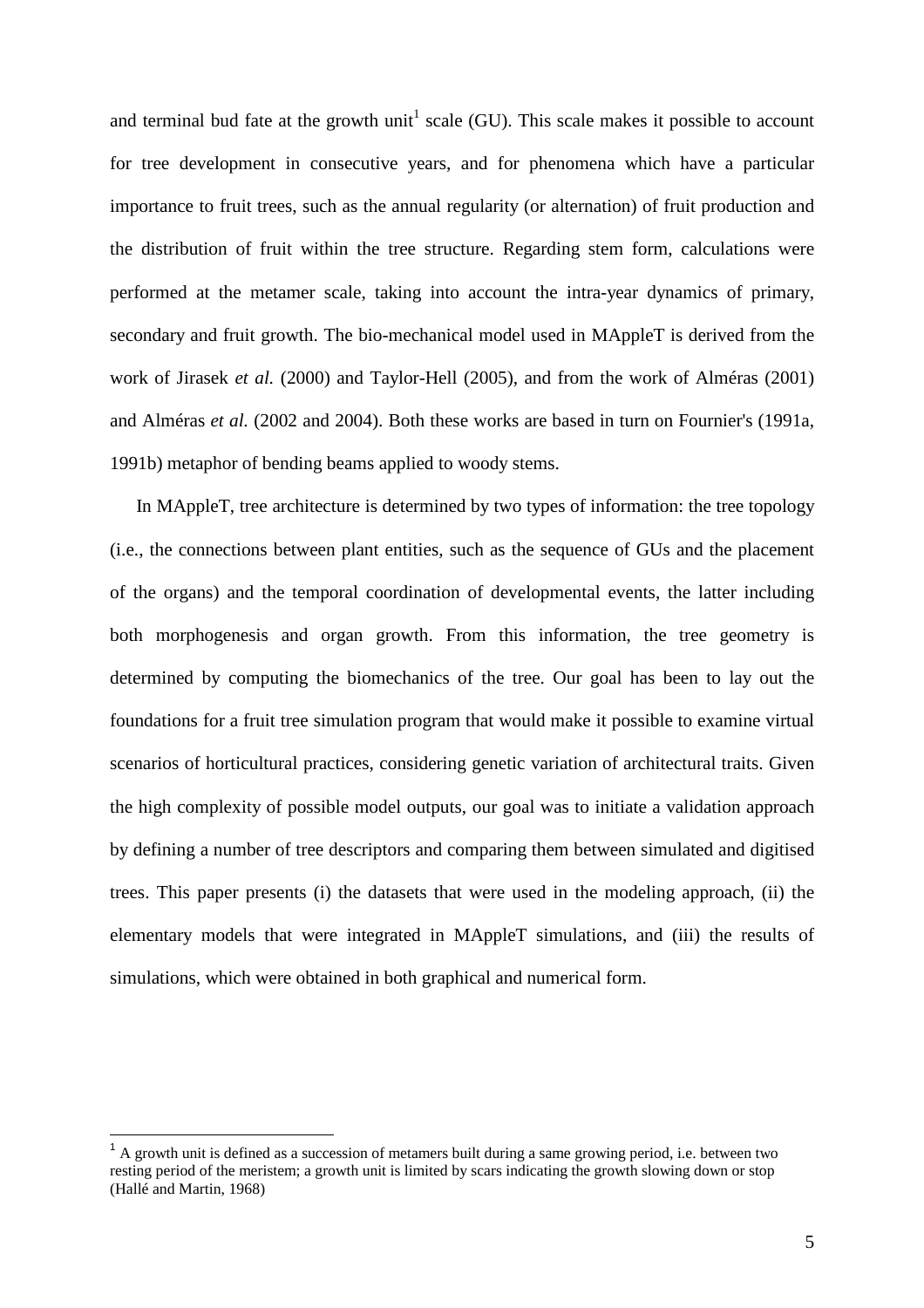and terminal bud fate at the growth unit[1] scale (GU). This scale makes it possible to account for tree development in consecutive years, and for phenomena which have a particular importance to fruit trees, such as the annual regularity (or alternation) of fruit production and the distribution of fruit within the tree structure. Regarding stem form, calculations were performed at the metamer scale, taking into account the intra-year dynamics of primary, secondary and fruit growth. The bio-mechanical model used in MAppleT is derived from the work of Jirasek *et al.* (2000) and Taylor-Hell (2005), and from the work of Alméras (2001) and Alméras *et al.* (2002 and 2004). Both these works are based in turn on Fournier's (1991a, 1991b) metaphor of bending beams applied to woody stems.

In MAppleT, tree architecture is determined by two types of information: the tree topology (i.e., the connections between plant entities, such as the sequence of GUs and the placement of the organs) and the temporal coordination of developmental events, the latter including both morphogenesis and organ growth. From this information, the tree geometry is determined by computing the biomechanics of the tree. Our goal has been to lay out the foundations for a fruit tree simulation program that would make it possible to examine virtual scenarios of horticultural practices, considering genetic variation of architectural traits. Given the high complexity of possible model outputs, our goal was to initiate a validation approach by defining a number of tree descriptors and comparing them between simulated and digitised trees. This paper presents (i) the datasets that were used in the modeling approach, (ii) the elementary models that were integrated in MAppleT simulations, and (iii) the results of simulations, which were obtained in both graphical and numerical form.

[1] A growth unit is defined as a succession of metamers built during a same growing period, i.e. between two resting period of the meristem; a growth unit is limited by scars indicating the growth slowing down or stop (Hallé and Martin, 1968)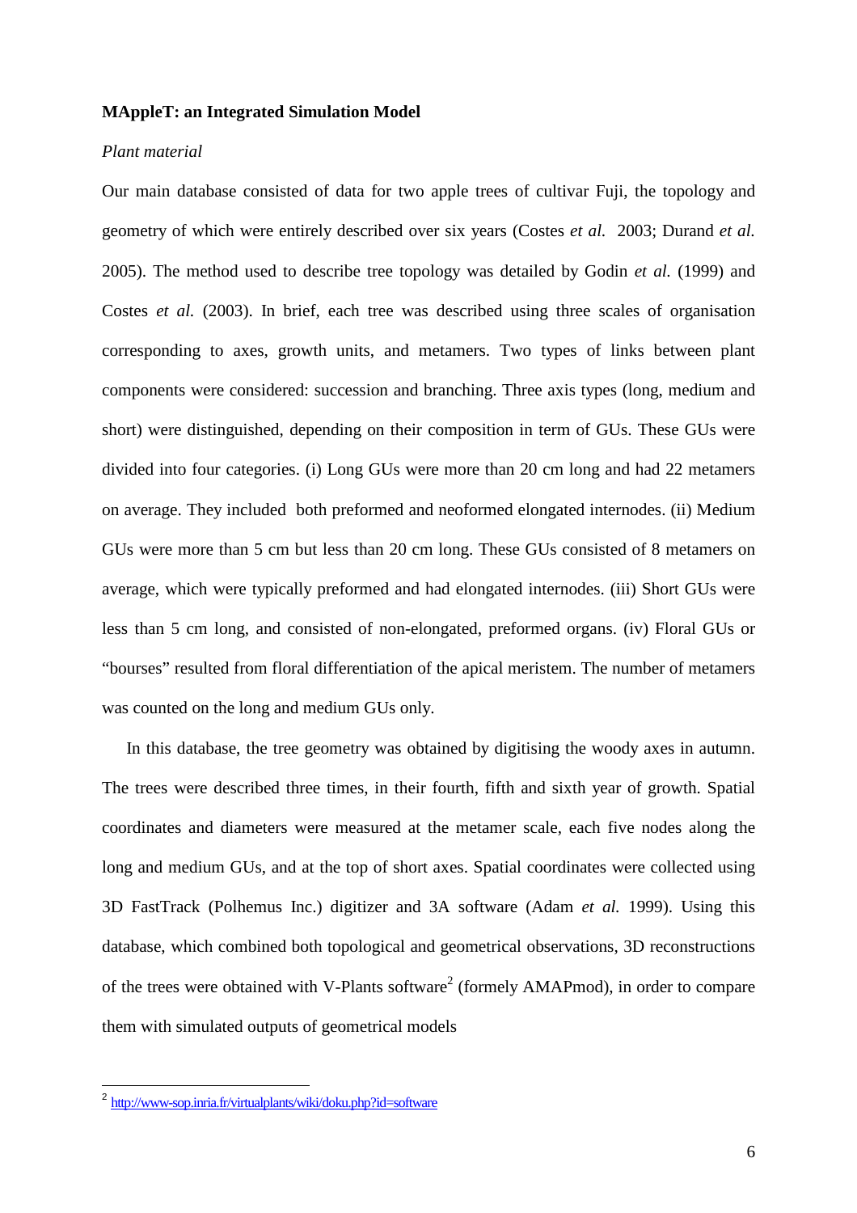**MAppleT: an Integrated Simulation Model**

*Plant material*

Our main database consisted of data for two apple trees of cultivar Fuji, the topology and geometry of which were entirely described over six years (Costes *et al.* 2003; Durand *et al.* 2005). The method used to describe tree topology was detailed by Godin *et al.* (1999) and Costes *et al.* (2003). In brief, each tree was described using three scales of organisation corresponding to axes, growth units, and metamers. Two types of links between plant components were considered: succession and branching. Three axis types (long, medium and short) were distinguished, depending on their composition in term of GUs. These GUs were divided into four categories. (i) Long GUs were more than 20 cm long and had 22 metamers on average. They included both preformed and neoformed elongated internodes. (ii) Medium GUs were more than 5 cm but less than 20 cm long. These GUs consisted of 8 metamers on average, which were typically preformed and had elongated internodes. (iii) Short GUs were less than 5 cm long, and consisted of non-elongated, preformed organs. (iv) Floral GUs or "bourses" resulted from floral differentiation of the apical meristem. The number of metamers was counted on the long and medium GUs only.

In this database, the tree geometry was obtained by digitising the woody axes in autumn. The trees were described three times, in their fourth, fifth and sixth year of growth. Spatial coordinates and diameters were measured at the metamer scale, each five nodes along the long and medium GUs, and at the top of short axes. Spatial coordinates were collected using 3D FastTrack (Polhemus Inc.) digitizer and 3A software (Adam *et al.* 1999). Using this database, which combined both topological and geometrical observations, 3D reconstructions of the trees were obtained with V-Plants software[2] (formely AMAPmod), in order to compare them with simulated outputs of geometrical models

[2] http://www-sop.inria.fr/virtualplants/wiki/doku.php?id=software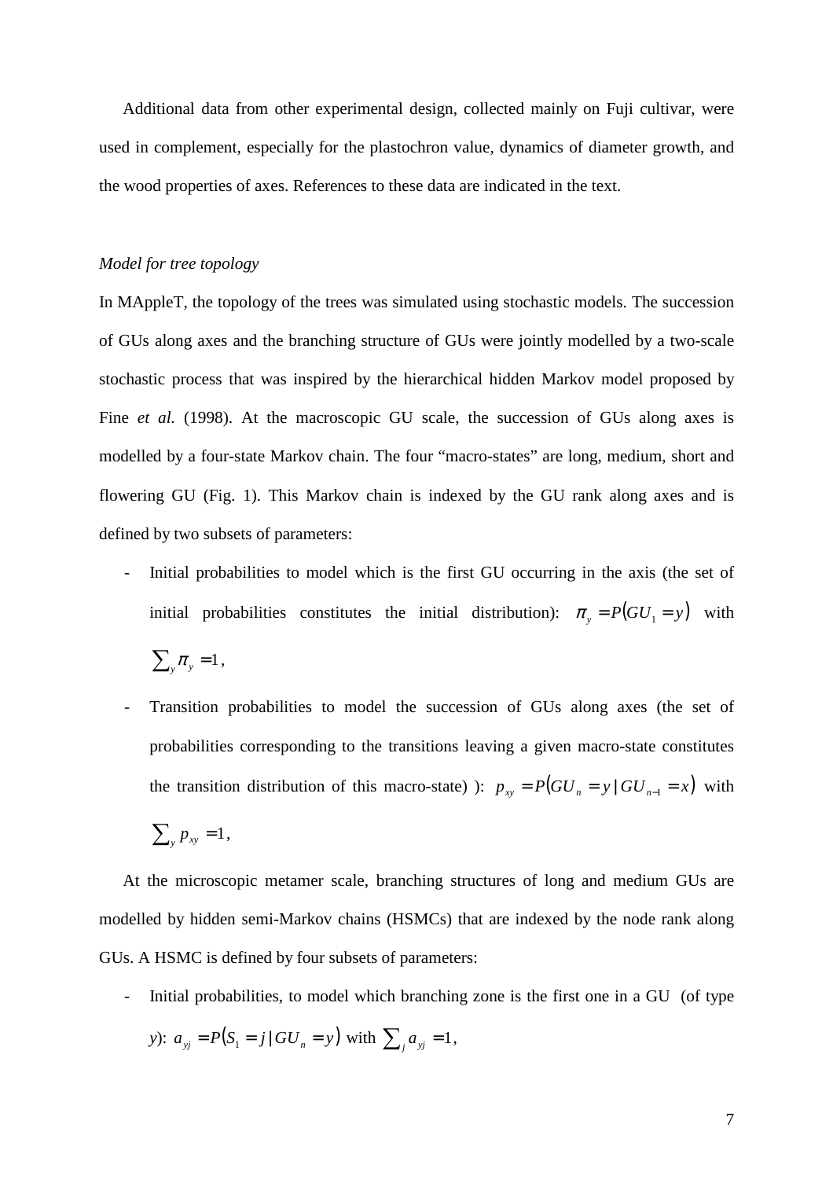Additional data from other experimental design, collected mainly on Fuji cultivar, were used in complement, especially for the plastochron value, dynamics of diameter growth, and the wood properties of axes. References to these data are indicated in the text.

*Model for tree topology*

In MAppleT, the topology of the trees was simulated using stochastic models. The succession of GUs along axes and the branching structure of GUs were jointly modelled by a two-scale stochastic process that was inspired by the hierarchical hidden Markov model proposed by Fine *et al.* (1998). At the macroscopic GU scale, the succession of GUs along axes is modelled by a four-state Markov chain. The four "macro-states" are long, medium, short and flowering GU (Fig. 1). This Markov chain is indexed by the GU rank along axes and is defined by two subsets of parameters:

- Initial probabilities to model which is the first GU occurring in the axis (the set of initial probabilities constitutes the initial distribution): $\pi_y = P(GU_1 = y)$ with $\sum_y \pi_y = 1$,
- Transition probabilities to model the succession of GUs along axes (the set of probabilities corresponding to the transitions leaving a given macro-state constitutes the transition distribution of this macro-state) ): $p_{xy} = P(GU_n = y \mid GU_{n-1} = x)$ with $\sum_y p_{xy} = 1$,

At the microscopic metamer scale, branching structures of long and medium GUs are modelled by hidden semi-Markov chains (HSMCs) that are indexed by the node rank along GUs. A HSMC is defined by four subsets of parameters:

- Initial probabilities, to model which branching zone is the first one in a GU (of type *y*): $a_{yj} = P(S_1 = j \mid GU_n = y)$ with $\sum_j a_{yj} = 1$,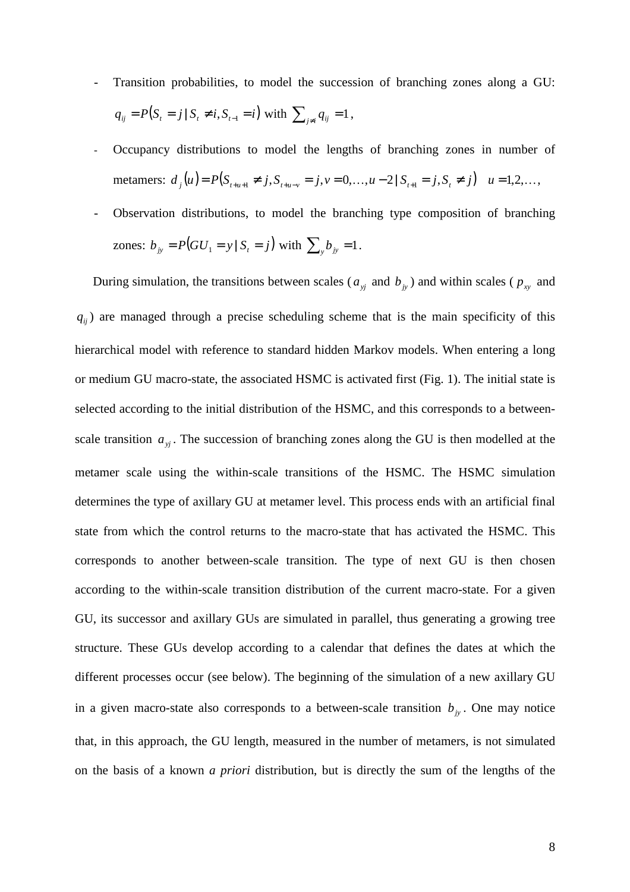- Transition probabilities, to model the succession of branching zones along a GU: $q_{ij} = P(S_t = j \mid S_t \neq i, S_{t-1} = i)$ with $\sum_{j \neq i} q_{ij} = 1$,
- Occupancy distributions to model the lengths of branching zones in number of metamers: $d_j(u) = P(S_{t+u+1} \neq j, S_{t+u-v} = j, v = 0, \ldots, u-2 \mid S_{t+1} = j, S_t \neq j) \quad u = 1, 2, \ldots$,
- Observation distributions, to model the branching type composition of branching zones: $b_{jy} = P(GU_1 = y \mid S_t = j)$ with $\sum_y b_{jy} = 1$.

During simulation, the transitions between scales ($a_{yj}$ and $b_{jy}$) and within scales ($p_{xy}$ and $q_{ij}$) are managed through a precise scheduling scheme that is the main specificity of this hierarchical model with reference to standard hidden Markov models. When entering a long or medium GU macro-state, the associated HSMC is activated first (Fig. 1). The initial state is selected according to the initial distribution of the HSMC, and this corresponds to a between-scale transition $a_{yj}$. The succession of branching zones along the GU is then modelled at the metamer scale using the within-scale transitions of the HSMC. The HSMC simulation determines the type of axillary GU at metamer level. This process ends with an artificial final state from which the control returns to the macro-state that has activated the HSMC. This corresponds to another between-scale transition. The type of next GU is then chosen according to the within-scale transition distribution of the current macro-state. For a given GU, its successor and axillary GUs are simulated in parallel, thus generating a growing tree structure. These GUs develop according to a calendar that defines the dates at which the different processes occur (see below). The beginning of the simulation of a new axillary GU in a given macro-state also corresponds to a between-scale transition $b_{jy}$. One may notice that, in this approach, the GU length, measured in the number of metamers, is not simulated on the basis of a known *a priori* distribution, but is directly the sum of the lengths of the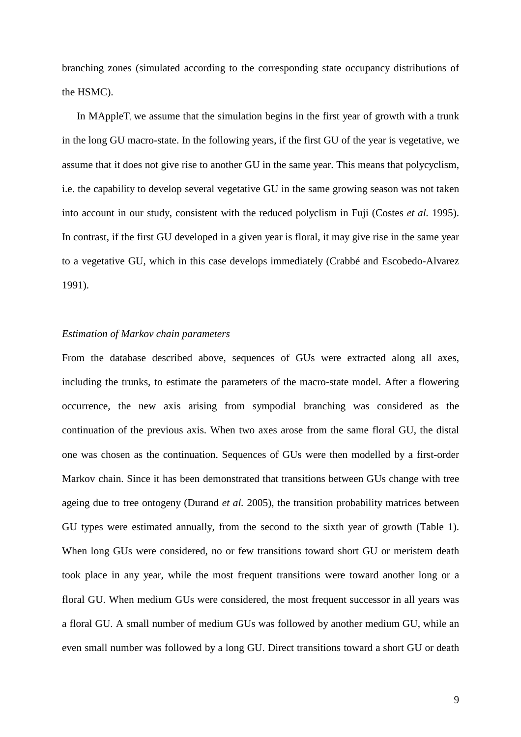branching zones (simulated according to the corresponding state occupancy distributions of the HSMC).

In MAppleT, we assume that the simulation begins in the first year of growth with a trunk in the long GU macro-state. In the following years, if the first GU of the year is vegetative, we assume that it does not give rise to another GU in the same year. This means that polycyclism, i.e. the capability to develop several vegetative GU in the same growing season was not taken into account in our study, consistent with the reduced polyclism in Fuji (Costes *et al.* 1995). In contrast, if the first GU developed in a given year is floral, it may give rise in the same year to a vegetative GU, which in this case develops immediately (Crabbé and Escobedo-Alvarez 1991).

*Estimation of Markov chain parameters*

From the database described above, sequences of GUs were extracted along all axes, including the trunks, to estimate the parameters of the macro-state model. After a flowering occurrence, the new axis arising from sympodial branching was considered as the continuation of the previous axis. When two axes arose from the same floral GU, the distal one was chosen as the continuation. Sequences of GUs were then modelled by a first-order Markov chain. Since it has been demonstrated that transitions between GUs change with tree ageing due to tree ontogeny (Durand *et al.* 2005), the transition probability matrices between GU types were estimated annually, from the second to the sixth year of growth (Table 1). When long GUs were considered, no or few transitions toward short GU or meristem death took place in any year, while the most frequent transitions were toward another long or a floral GU. When medium GUs were considered, the most frequent successor in all years was a floral GU. A small number of medium GUs was followed by another medium GU, while an even small number was followed by a long GU. Direct transitions toward a short GU or death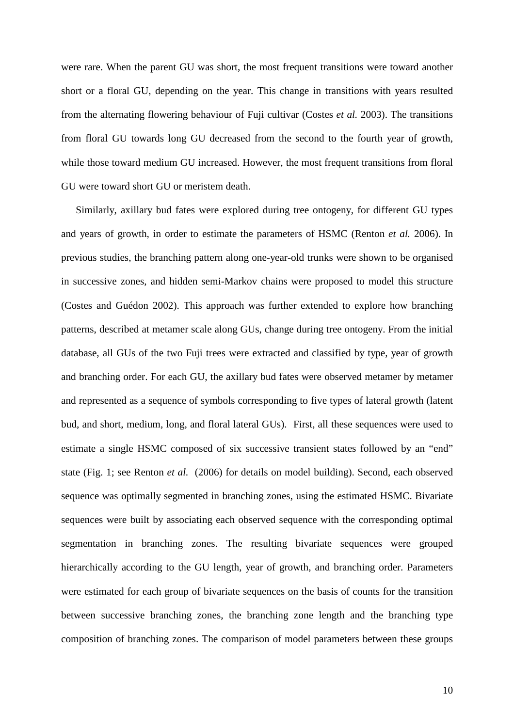were rare. When the parent GU was short, the most frequent transitions were toward another short or a floral GU, depending on the year. This change in transitions with years resulted from the alternating flowering behaviour of Fuji cultivar (Costes *et al.* 2003). The transitions from floral GU towards long GU decreased from the second to the fourth year of growth, while those toward medium GU increased. However, the most frequent transitions from floral GU were toward short GU or meristem death.

Similarly, axillary bud fates were explored during tree ontogeny, for different GU types and years of growth, in order to estimate the parameters of HSMC (Renton *et al.* 2006). In previous studies, the branching pattern along one-year-old trunks were shown to be organised in successive zones, and hidden semi-Markov chains were proposed to model this structure (Costes and Guédon 2002). This approach was further extended to explore how branching patterns, described at metamer scale along GUs, change during tree ontogeny. From the initial database, all GUs of the two Fuji trees were extracted and classified by type, year of growth and branching order. For each GU, the axillary bud fates were observed metamer by metamer and represented as a sequence of symbols corresponding to five types of lateral growth (latent bud, and short, medium, long, and floral lateral GUs). First, all these sequences were used to estimate a single HSMC composed of six successive transient states followed by an "end" state (Fig. 1; see Renton *et al.* (2006) for details on model building). Second, each observed sequence was optimally segmented in branching zones, using the estimated HSMC. Bivariate sequences were built by associating each observed sequence with the corresponding optimal segmentation in branching zones. The resulting bivariate sequences were grouped hierarchically according to the GU length, year of growth, and branching order. Parameters were estimated for each group of bivariate sequences on the basis of counts for the transition between successive branching zones, the branching zone length and the branching type composition of branching zones. The comparison of model parameters between these groups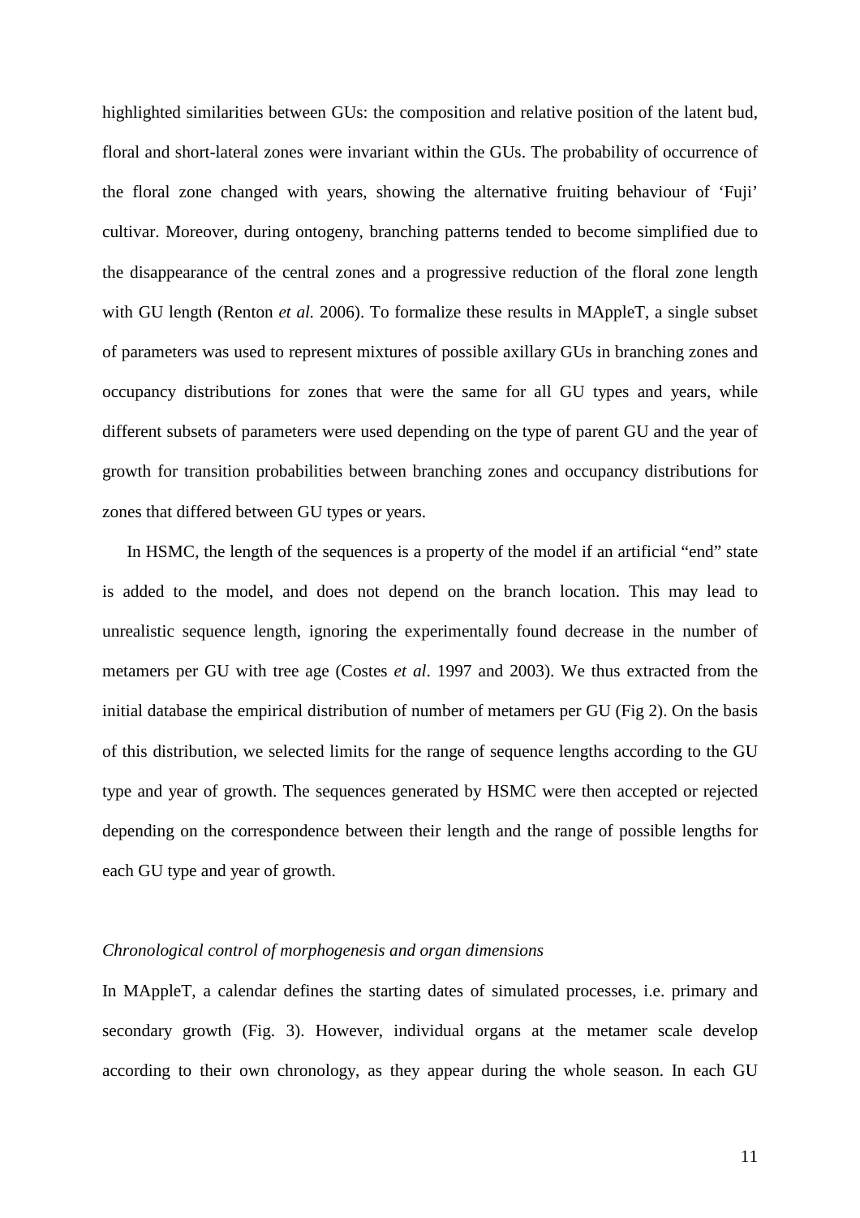highlighted similarities between GUs: the composition and relative position of the latent bud, floral and short-lateral zones were invariant within the GUs. The probability of occurrence of the floral zone changed with years, showing the alternative fruiting behaviour of 'Fuji' cultivar. Moreover, during ontogeny, branching patterns tended to become simplified due to the disappearance of the central zones and a progressive reduction of the floral zone length with GU length (Renton *et al.* 2006). To formalize these results in MAppleT, a single subset of parameters was used to represent mixtures of possible axillary GUs in branching zones and occupancy distributions for zones that were the same for all GU types and years, while different subsets of parameters were used depending on the type of parent GU and the year of growth for transition probabilities between branching zones and occupancy distributions for zones that differed between GU types or years.

In HSMC, the length of the sequences is a property of the model if an artificial "end" state is added to the model, and does not depend on the branch location. This may lead to unrealistic sequence length, ignoring the experimentally found decrease in the number of metamers per GU with tree age (Costes *et al*. 1997 and 2003). We thus extracted from the initial database the empirical distribution of number of metamers per GU (Fig 2). On the basis of this distribution, we selected limits for the range of sequence lengths according to the GU type and year of growth. The sequences generated by HSMC were then accepted or rejected depending on the correspondence between their length and the range of possible lengths for each GU type and year of growth.

*Chronological control of morphogenesis and organ dimensions*

In MAppleT, a calendar defines the starting dates of simulated processes, i.e. primary and secondary growth (Fig. 3). However, individual organs at the metamer scale develop according to their own chronology, as they appear during the whole season. In each GU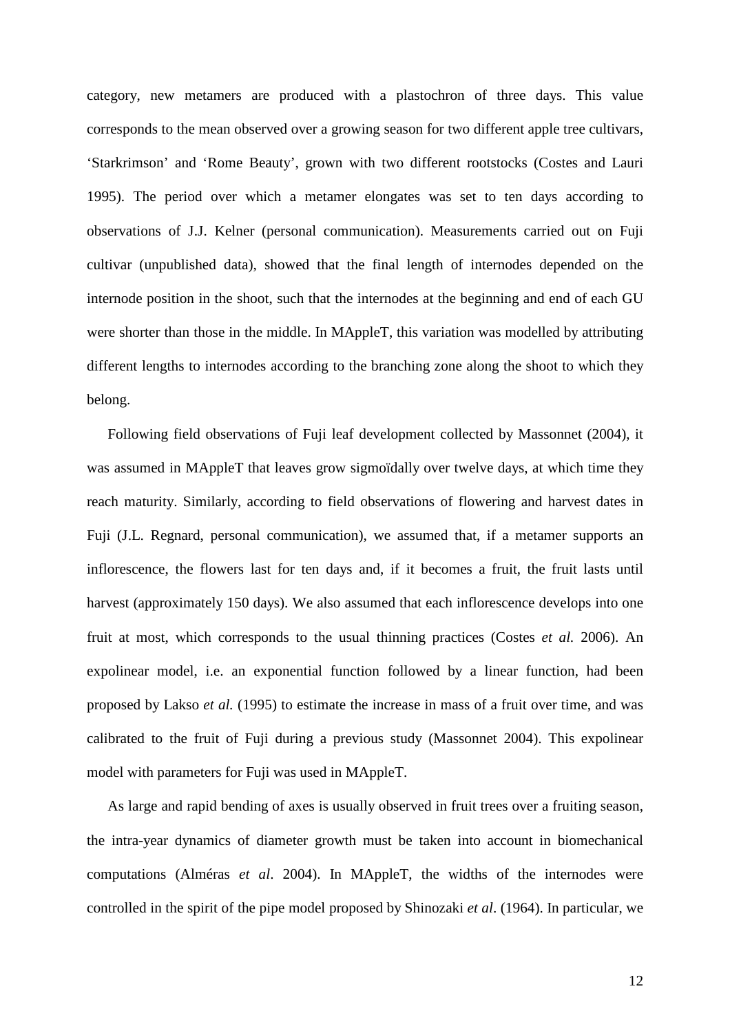category, new metamers are produced with a plastochron of three days. This value corresponds to the mean observed over a growing season for two different apple tree cultivars, 'Starkrimson' and 'Rome Beauty', grown with two different rootstocks (Costes and Lauri 1995). The period over which a metamer elongates was set to ten days according to observations of J.J. Kelner (personal communication). Measurements carried out on Fuji cultivar (unpublished data), showed that the final length of internodes depended on the internode position in the shoot, such that the internodes at the beginning and end of each GU were shorter than those in the middle. In MAppleT, this variation was modelled by attributing different lengths to internodes according to the branching zone along the shoot to which they belong.

Following field observations of Fuji leaf development collected by Massonnet (2004), it was assumed in MAppleT that leaves grow sigmoïdally over twelve days, at which time they reach maturity. Similarly, according to field observations of flowering and harvest dates in Fuji (J.L. Regnard, personal communication), we assumed that, if a metamer supports an inflorescence, the flowers last for ten days and, if it becomes a fruit, the fruit lasts until harvest (approximately 150 days). We also assumed that each inflorescence develops into one fruit at most, which corresponds to the usual thinning practices (Costes *et al.* 2006). An expolinear model, i.e. an exponential function followed by a linear function, had been proposed by Lakso *et al.* (1995) to estimate the increase in mass of a fruit over time, and was calibrated to the fruit of Fuji during a previous study (Massonnet 2004). This expolinear model with parameters for Fuji was used in MAppleT.

As large and rapid bending of axes is usually observed in fruit trees over a fruiting season, the intra-year dynamics of diameter growth must be taken into account in biomechanical computations (Alméras *et al*. 2004). In MAppleT, the widths of the internodes were controlled in the spirit of the pipe model proposed by Shinozaki *et al*. (1964). In particular, we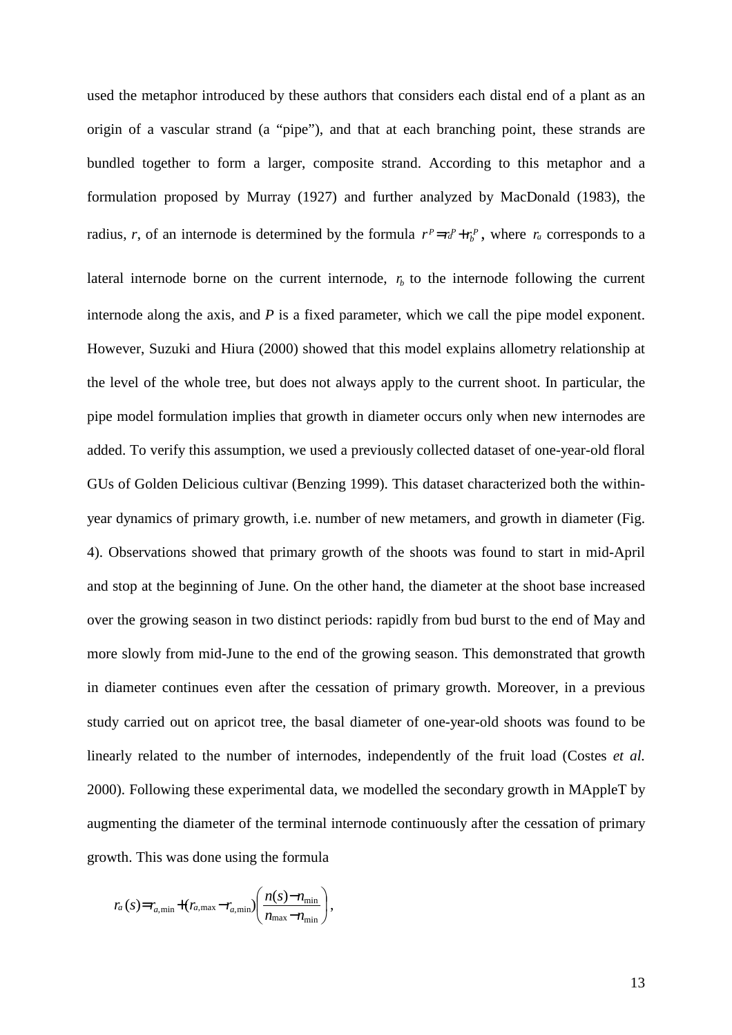used the metaphor introduced by these authors that considers each distal end of a plant as an origin of a vascular strand (a "pipe"), and that at each branching point, these strands are bundled together to form a larger, composite strand. According to this metaphor and a formulation proposed by Murray (1927) and further analyzed by MacDonald (1983), the radius, *r*, of an internode is determined by the formula $r^P = r_a^P + r_b^P$, where $r_a$ corresponds to a lateral internode borne on the current internode, $r_b$ to the internode following the current internode along the axis, and *P* is a fixed parameter, which we call the pipe model exponent. However, Suzuki and Hiura (2000) showed that this model explains allometry relationship at the level of the whole tree, but does not always apply to the current shoot. In particular, the pipe model formulation implies that growth in diameter occurs only when new internodes are added. To verify this assumption, we used a previously collected dataset of one-year-old floral GUs of Golden Delicious cultivar (Benzing 1999). This dataset characterized both the within-year dynamics of primary growth, i.e. number of new metamers, and growth in diameter (Fig. 4). Observations showed that primary growth of the shoots was found to start in mid-April and stop at the beginning of June. On the other hand, the diameter at the shoot base increased over the growing season in two distinct periods: rapidly from bud burst to the end of May and more slowly from mid-June to the end of the growing season. This demonstrated that growth in diameter continues even after the cessation of primary growth. Moreover, in a previous study carried out on apricot tree, the basal diameter of one-year-old shoots was found to be linearly related to the number of internodes, independently of the fruit load (Costes *et al.* 2000). Following these experimental data, we modelled the secondary growth in MAppleT by augmenting the diameter of the terminal internode continuously after the cessation of primary growth. This was done using the formula

$$r_a(s) = r_{a,\min} + (r_{a,\max} - r_{a,\min}) \left( \frac{n(s) - n_{\min}}{n_{\max} - n_{\min}} \right),$$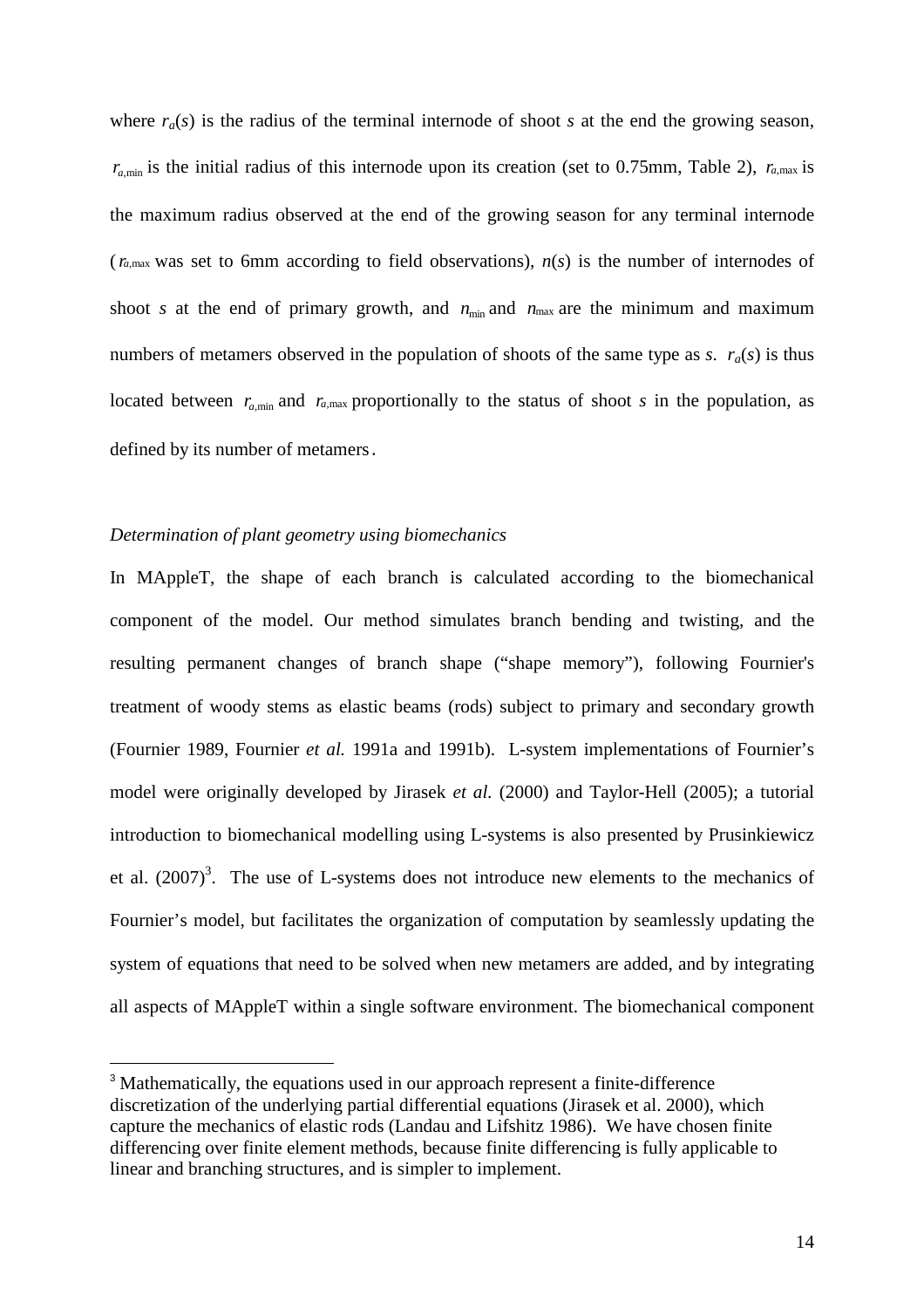where $r_a(s)$ is the radius of the terminal internode of shoot *s* at the end the growing season, $r_{a,\min}$ is the initial radius of this internode upon its creation (set to 0.75mm, Table 2), $r_{a,\max}$ is the maximum radius observed at the end of the growing season for any terminal internode ($r_{a,\max}$ was set to 6mm according to field observations), $n(s)$ is the number of internodes of shoot *s* at the end of primary growth, and $n_{\min}$ and $n_{\max}$ are the minimum and maximum numbers of metamers observed in the population of shoots of the same type as *s*. $r_a(s)$ is thus located between $r_{a,\min}$ and $r_{a,\max}$ proportionally to the status of shoot *s* in the population, as defined by its number of metamers.

*Determination of plant geometry using biomechanics*

In MAppleT, the shape of each branch is calculated according to the biomechanical component of the model. Our method simulates branch bending and twisting, and the resulting permanent changes of branch shape ("shape memory"), following Fournier's treatment of woody stems as elastic beams (rods) subject to primary and secondary growth (Fournier 1989, Fournier *et al.* 1991a and 1991b). L-system implementations of Fournier's model were originally developed by Jirasek *et al.* (2000) and Taylor-Hell (2005); a tutorial introduction to biomechanical modelling using L-systems is also presented by Prusinkiewicz et al. (2007)[3]. The use of L-systems does not introduce new elements to the mechanics of Fournier's model, but facilitates the organization of computation by seamlessly updating the system of equations that need to be solved when new metamers are added, and by integrating all aspects of MAppleT within a single software environment. The biomechanical component

[3] Mathematically, the equations used in our approach represent a finite-difference discretization of the underlying partial differential equations (Jirasek et al. 2000), which capture the mechanics of elastic rods (Landau and Lifshitz 1986). We have chosen finite differencing over finite element methods, because finite differencing is fully applicable to linear and branching structures, and is simpler to implement.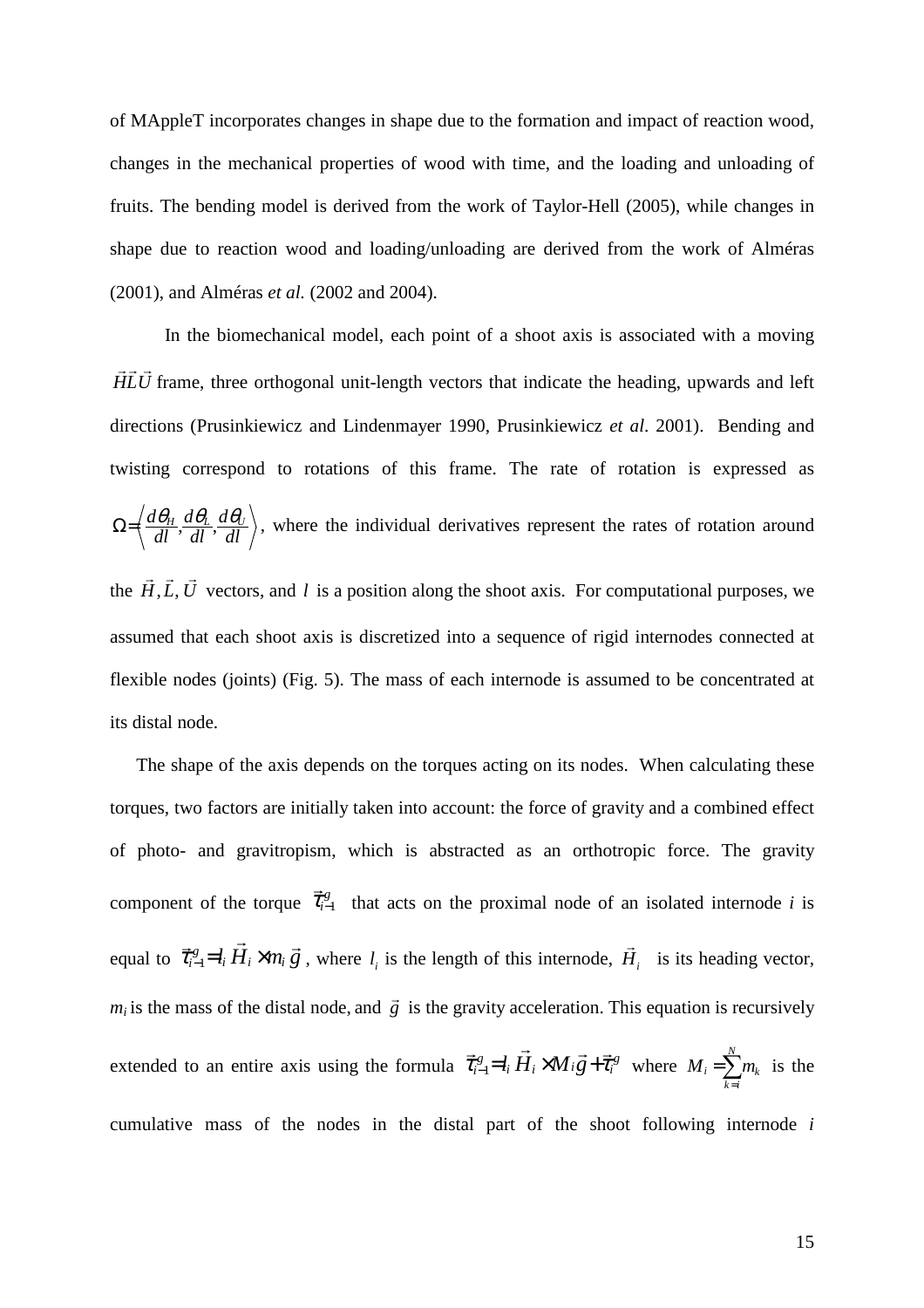of MAppleT incorporates changes in shape due to the formation and impact of reaction wood, changes in the mechanical properties of wood with time, and the loading and unloading of fruits. The bending model is derived from the work of Taylor-Hell (2005), while changes in shape due to reaction wood and loading/unloading are derived from the work of Alméras (2001), and Alméras *et al.* (2002 and 2004).

In the biomechanical model, each point of a shoot axis is associated with a moving $\vec{H}\vec{L}\vec{U}$ frame, three orthogonal unit-length vectors that indicate the heading, upwards and left directions (Prusinkiewicz and Lindenmayer 1990, Prusinkiewicz *et al*. 2001). Bending and twisting correspond to rotations of this frame. The rate of rotation is expressed as $\Omega = \left\langle \frac{d\theta_H}{dl}, \frac{d\theta_L}{dl}, \frac{d\theta_U}{dl} \right\rangle$, where the individual derivatives represent the rates of rotation around the $\vec{H}, \vec{L}, \vec{U}$ vectors, and $l$ is a position along the shoot axis. For computational purposes, we assumed that each shoot axis is discretized into a sequence of rigid internodes connected at flexible nodes (joints) (Fig. 5). The mass of each internode is assumed to be concentrated at its distal node.

The shape of the axis depends on the torques acting on its nodes. When calculating these torques, two factors are initially taken into account: the force of gravity and a combined effect of photo- and gravitropism, which is abstracted as an orthotropic force. The gravity component of the torque $\vec{\tau}_{i-1}^{g}$ that acts on the proximal node of an isolated internode *i* is equal to $\vec{\tau}_{i-1}^{g} = l_i \vec{H}_i \times m_i \vec{g}$, where $l_i$ is the length of this internode, $\vec{H}_i$ is its heading vector, $m_i$ is the mass of the distal node, and $\vec{g}$ is the gravity acceleration. This equation is recursively extended to an entire axis using the formula $\vec{\tau}_{i-1}^{g} = l_i \vec{H}_i \times M_i \vec{g} + \vec{\tau}_i^{g}$ where $M_i = \sum_{k=i}^{N} m_k$ is the cumulative mass of the nodes in the distal part of the shoot following internode *i*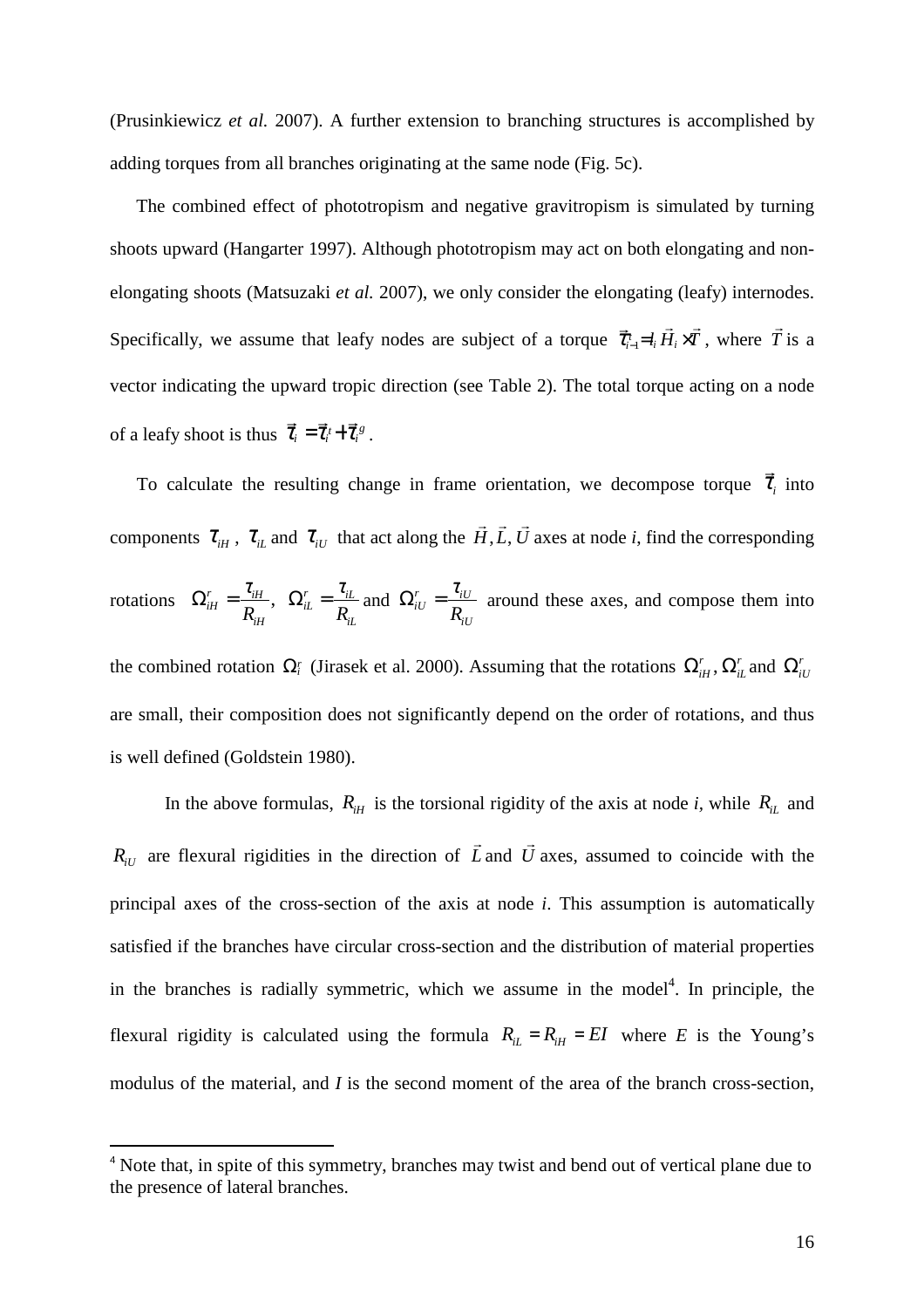(Prusinkiewicz *et al.* 2007). A further extension to branching structures is accomplished by adding torques from all branches originating at the same node (Fig. 5c).

The combined effect of phototropism and negative gravitropism is simulated by turning shoots upward (Hangarter 1997). Although phototropism may act on both elongating and non-elongating shoots (Matsuzaki *et al.* 2007), we only consider the elongating (leafy) internodes. Specifically, we assume that leafy nodes are subject of a torque $\vec{\tau}_{i-1}^{t} = l_i \vec{H}_i \times \vec{T}$, where $\vec{T}$ is a vector indicating the upward tropic direction (see Table 2). The total torque acting on a node of a leafy shoot is thus $\vec{\tau}_i = \vec{\tau}_i^{t} + \vec{\tau}_i^{g}$.

To calculate the resulting change in frame orientation, we decompose torque $\vec{\tau}_i$ into components $\tau_{iH}$, $\tau_{iL}$ and $\tau_{iU}$ that act along the $\vec{H}, \vec{L}, \vec{U}$ axes at node *i*, find the corresponding rotations $\Omega_{iH}^{r} = \frac{\tau_{iH}}{R_{iH}}$, $\Omega_{iL}^{r} = \frac{\tau_{iL}}{R_{iL}}$ and $\Omega_{iU}^{r} = \frac{\tau_{iU}}{R_{iU}}$ around these axes, and compose them into the combined rotation $\Omega_i^{r}$ (Jirasek et al. 2000). Assuming that the rotations $\Omega_{iH}^{r}, \Omega_{iL}^{r}$ and $\Omega_{iU}^{r}$ are small, their composition does not significantly depend on the order of rotations, and thus is well defined (Goldstein 1980).

In the above formulas, $R_{iH}$ is the torsional rigidity of the axis at node *i*, while $R_{iL}$ and $R_{iU}$ are flexural rigidities in the direction of $\vec{L}$ and $\vec{U}$ axes, assumed to coincide with the principal axes of the cross-section of the axis at node *i*. This assumption is automatically satisfied if the branches have circular cross-section and the distribution of material properties in the branches is radially symmetric, which we assume in the model[4]. In principle, the flexural rigidity is calculated using the formula $R_{iL} = R_{iH} = EI$ where *E* is the Young's modulus of the material, and *I* is the second moment of the area of the branch cross-section,

[4] Note that, in spite of this symmetry, branches may twist and bend out of vertical plane due to the presence of lateral branches.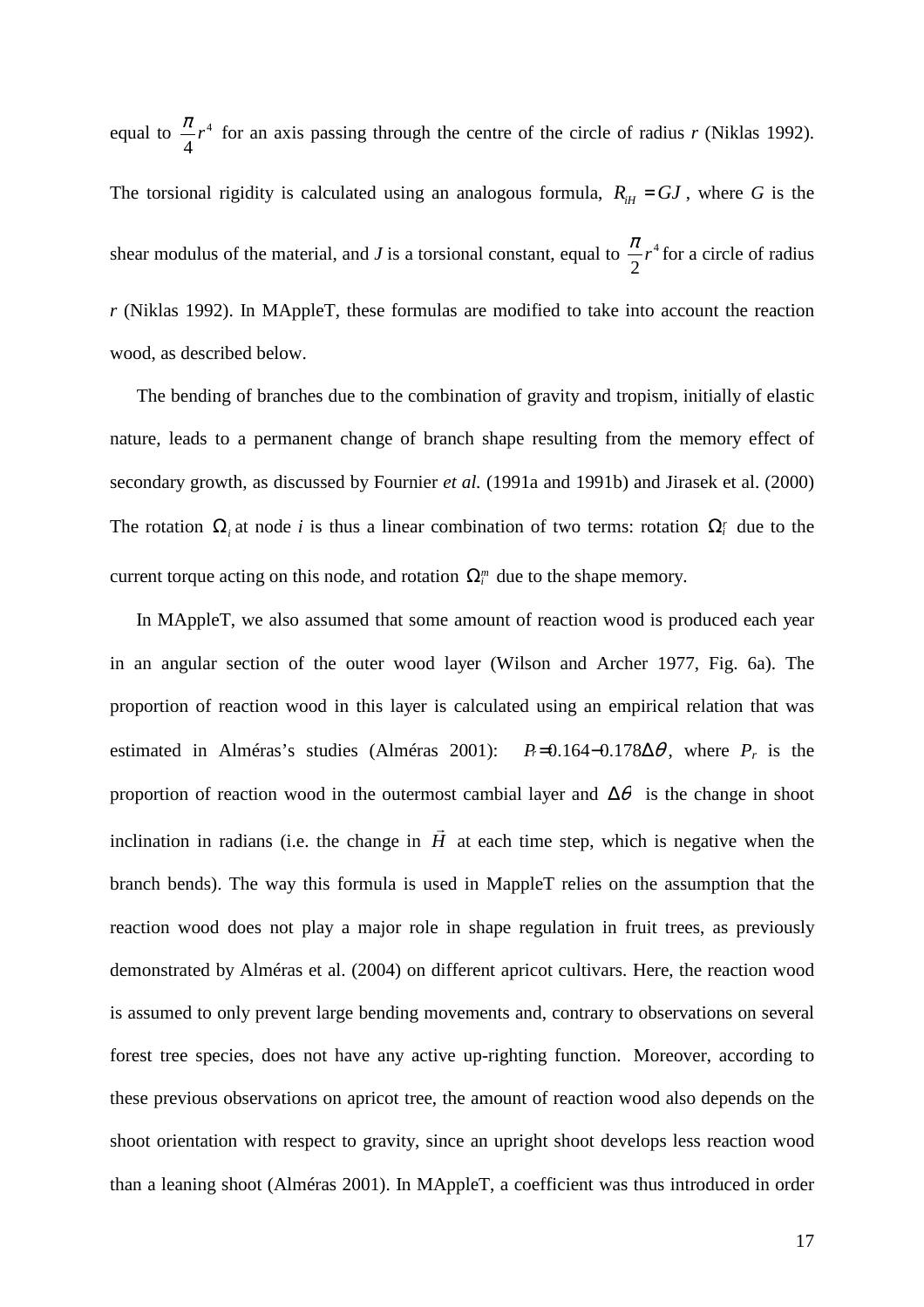equal to $\frac{\pi}{4}r^4$ for an axis passing through the centre of the circle of radius *r* (Niklas 1992). The torsional rigidity is calculated using an analogous formula, $R_{iH} = GJ$, where *G* is the shear modulus of the material, and *J* is a torsional constant, equal to $\frac{\pi}{2}r^4$ for a circle of radius *r* (Niklas 1992). In MAppleT, these formulas are modified to take into account the reaction wood, as described below.

The bending of branches due to the combination of gravity and tropism, initially of elastic nature, leads to a permanent change of branch shape resulting from the memory effect of secondary growth, as discussed by Fournier *et al.* (1991a and 1991b) and Jirasek et al. (2000) The rotation $\Omega_i$ at node *i* is thus a linear combination of two terms: rotation $\Omega_i^r$ due to the current torque acting on this node, and rotation $\Omega_i^m$ due to the shape memory.

In MAppleT, we also assumed that some amount of reaction wood is produced each year in an angular section of the outer wood layer (Wilson and Archer 1977, Fig. 6a). The proportion of reaction wood in this layer is calculated using an empirical relation that was estimated in Alméras's studies (Alméras 2001): $P_r = 0.164 - 0.178\Delta\theta$, where $P_r$ is the proportion of reaction wood in the outermost cambial layer and $\Delta\theta$ is the change in shoot inclination in radians (i.e. the change in $\vec{H}$ at each time step, which is negative when the branch bends). The way this formula is used in MappleT relies on the assumption that the reaction wood does not play a major role in shape regulation in fruit trees, as previously demonstrated by Alméras et al. (2004) on different apricot cultivars. Here, the reaction wood is assumed to only prevent large bending movements and, contrary to observations on several forest tree species, does not have any active up-righting function. Moreover, according to these previous observations on apricot tree, the amount of reaction wood also depends on the shoot orientation with respect to gravity, since an upright shoot develops less reaction wood than a leaning shoot (Alméras 2001). In MAppleT, a coefficient was thus introduced in order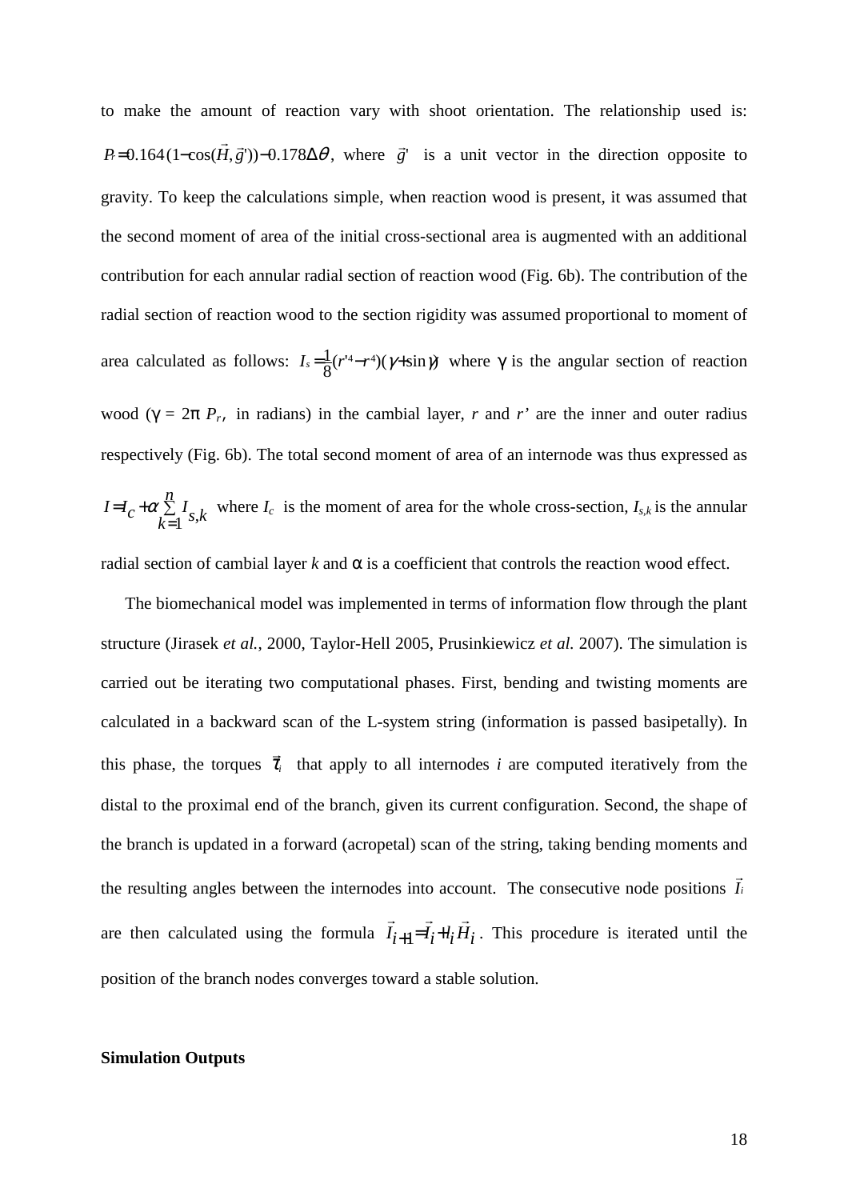to make the amount of reaction vary with shoot orientation. The relationship used is: $P_r = 0.164(1 - \cos(\vec{H}, \vec{g}')) - 0.178\Delta\theta$, where $\vec{g}'$ is a unit vector in the direction opposite to gravity. To keep the calculations simple, when reaction wood is present, it was assumed that the second moment of area of the initial cross-sectional area is augmented with an additional contribution for each annular radial section of reaction wood (Fig. 6b). The contribution of the radial section of reaction wood to the section rigidity was assumed proportional to moment of area calculated as follows: $I_s = \frac{1}{8}(r'^4 - r^4)(\gamma + \sin\gamma)$ where γ is the angular section of reaction wood (γ = 2π $P_r$, in radians) in the cambial layer, *r* and *r'* are the inner and outer radius respectively (Fig. 6b). The total second moment of area of an internode was thus expressed as $I = I_c + \alpha \sum_{k=1}^{n} I_{s,k}$ where $I_c$ is the moment of area for the whole cross-section, $I_{s,k}$ is the annular radial section of cambial layer *k* and α is a coefficient that controls the reaction wood effect.

The biomechanical model was implemented in terms of information flow through the plant structure (Jirasek *et al.*, 2000, Taylor-Hell 2005, Prusinkiewicz *et al.* 2007). The simulation is carried out be iterating two computational phases. First, bending and twisting moments are calculated in a backward scan of the L-system string (information is passed basipetally). In this phase, the torques $\vec{\tau}_i$ that apply to all internodes *i* are computed iteratively from the distal to the proximal end of the branch, given its current configuration. Second, the shape of the branch is updated in a forward (acropetal) scan of the string, taking bending moments and the resulting angles between the internodes into account. The consecutive node positions $\vec{I}_i$ are then calculated using the formula $\vec{I}_{i+1} = \vec{I}_i + l_i \vec{H}_i$. This procedure is iterated until the position of the branch nodes converges toward a stable solution.

**Simulation Outputs**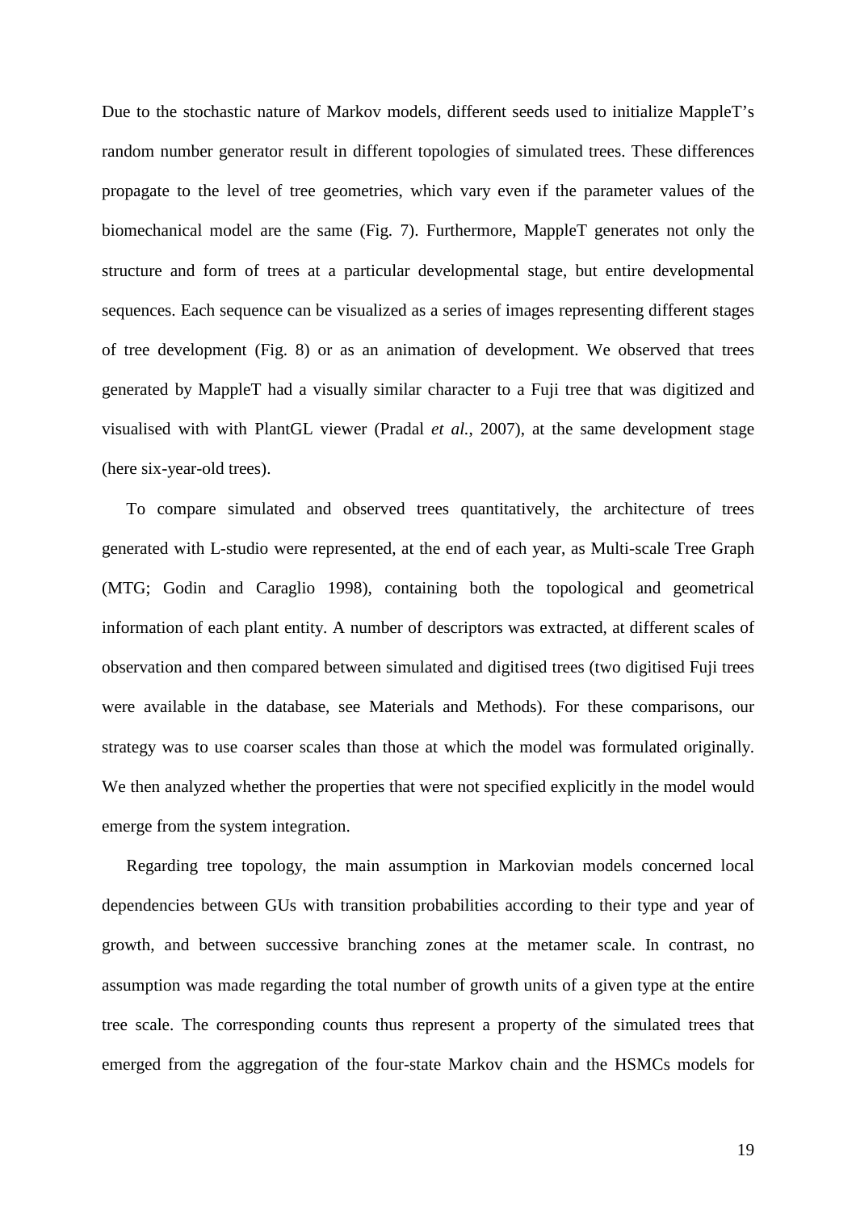Due to the stochastic nature of Markov models, different seeds used to initialize MappleT's random number generator result in different topologies of simulated trees. These differences propagate to the level of tree geometries, which vary even if the parameter values of the biomechanical model are the same (Fig. 7). Furthermore, MappleT generates not only the structure and form of trees at a particular developmental stage, but entire developmental sequences. Each sequence can be visualized as a series of images representing different stages of tree development (Fig. 8) or as an animation of development. We observed that trees generated by MappleT had a visually similar character to a Fuji tree that was digitized and visualised with with PlantGL viewer (Pradal *et al.*, 2007), at the same development stage (here six-year-old trees).

To compare simulated and observed trees quantitatively, the architecture of trees generated with L-studio were represented, at the end of each year, as Multi-scale Tree Graph (MTG; Godin and Caraglio 1998), containing both the topological and geometrical information of each plant entity. A number of descriptors was extracted, at different scales of observation and then compared between simulated and digitised trees (two digitised Fuji trees were available in the database, see Materials and Methods). For these comparisons, our strategy was to use coarser scales than those at which the model was formulated originally. We then analyzed whether the properties that were not specified explicitly in the model would emerge from the system integration.

Regarding tree topology, the main assumption in Markovian models concerned local dependencies between GUs with transition probabilities according to their type and year of growth, and between successive branching zones at the metamer scale. In contrast, no assumption was made regarding the total number of growth units of a given type at the entire tree scale. The corresponding counts thus represent a property of the simulated trees that emerged from the aggregation of the four-state Markov chain and the HSMCs models for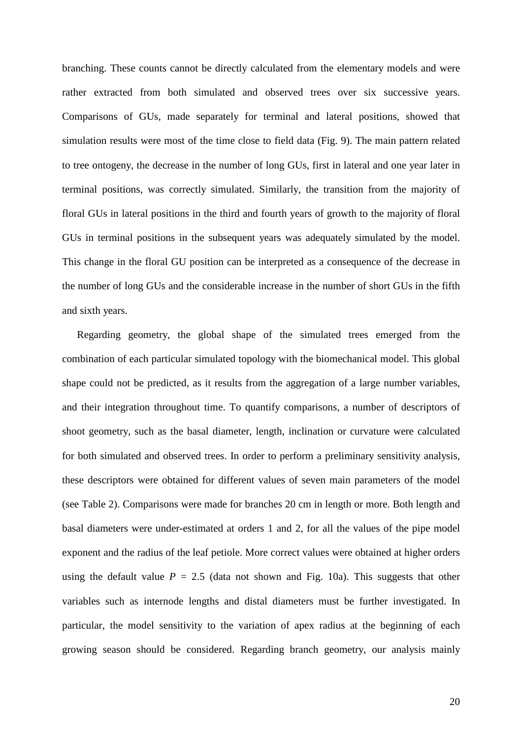branching. These counts cannot be directly calculated from the elementary models and were rather extracted from both simulated and observed trees over six successive years. Comparisons of GUs, made separately for terminal and lateral positions, showed that simulation results were most of the time close to field data (Fig. 9). The main pattern related to tree ontogeny, the decrease in the number of long GUs, first in lateral and one year later in terminal positions, was correctly simulated. Similarly, the transition from the majority of floral GUs in lateral positions in the third and fourth years of growth to the majority of floral GUs in terminal positions in the subsequent years was adequately simulated by the model. This change in the floral GU position can be interpreted as a consequence of the decrease in the number of long GUs and the considerable increase in the number of short GUs in the fifth and sixth years.

Regarding geometry, the global shape of the simulated trees emerged from the combination of each particular simulated topology with the biomechanical model. This global shape could not be predicted, as it results from the aggregation of a large number variables, and their integration throughout time. To quantify comparisons, a number of descriptors of shoot geometry, such as the basal diameter, length, inclination or curvature were calculated for both simulated and observed trees. In order to perform a preliminary sensitivity analysis, these descriptors were obtained for different values of seven main parameters of the model (see Table 2). Comparisons were made for branches 20 cm in length or more. Both length and basal diameters were under-estimated at orders 1 and 2, for all the values of the pipe model exponent and the radius of the leaf petiole. More correct values were obtained at higher orders using the default value $P = 2.5$ (data not shown and Fig. 10a). This suggests that other variables such as internode lengths and distal diameters must be further investigated. In particular, the model sensitivity to the variation of apex radius at the beginning of each growing season should be considered. Regarding branch geometry, our analysis mainly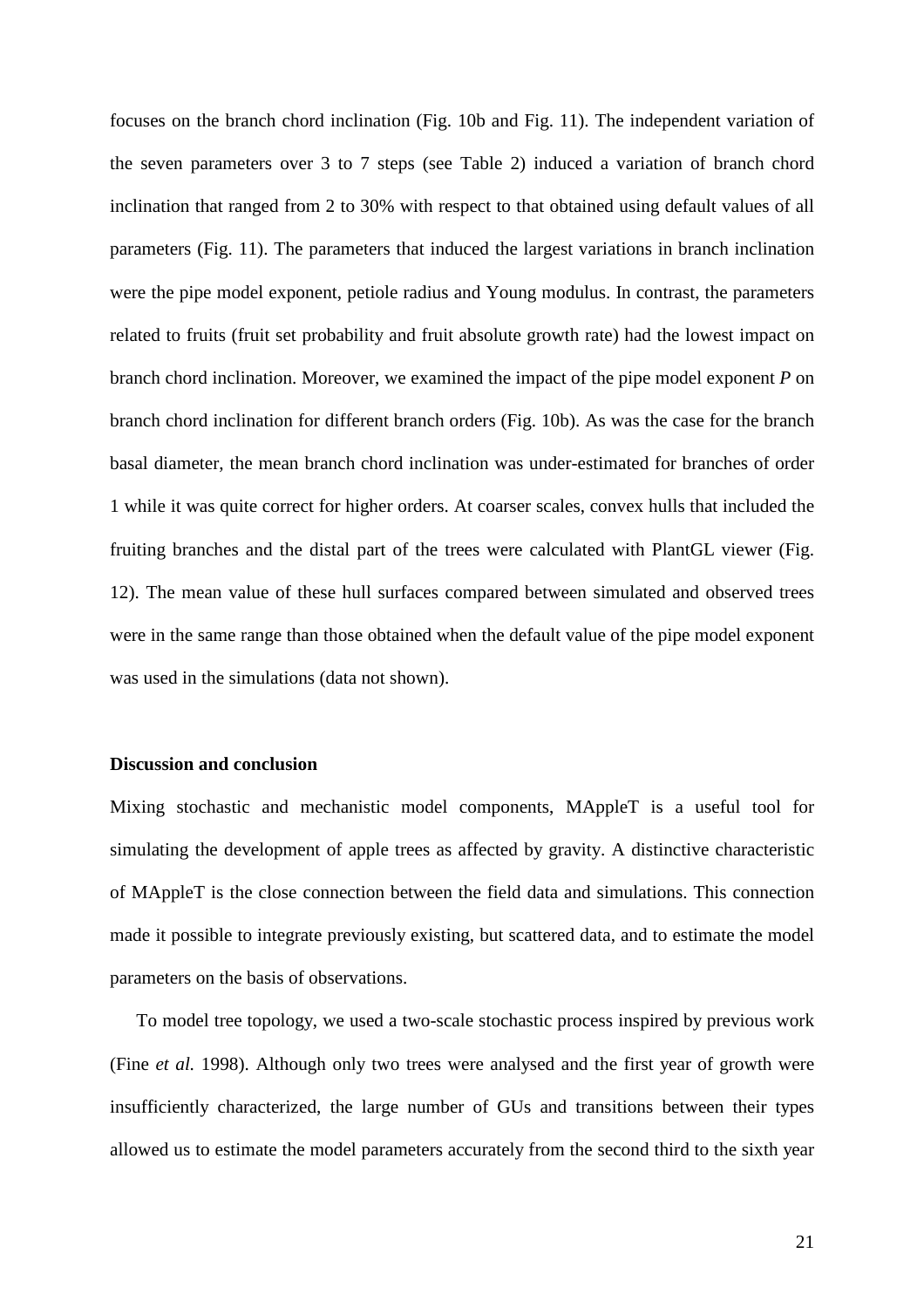focuses on the branch chord inclination (Fig. 10b and Fig. 11). The independent variation of the seven parameters over 3 to 7 steps (see Table 2) induced a variation of branch chord inclination that ranged from 2 to 30% with respect to that obtained using default values of all parameters (Fig. 11). The parameters that induced the largest variations in branch inclination were the pipe model exponent, petiole radius and Young modulus. In contrast, the parameters related to fruits (fruit set probability and fruit absolute growth rate) had the lowest impact on branch chord inclination. Moreover, we examined the impact of the pipe model exponent $P$ on branch chord inclination for different branch orders (Fig. 10b). As was the case for the branch basal diameter, the mean branch chord inclination was under-estimated for branches of order 1 while it was quite correct for higher orders. At coarser scales, convex hulls that included the fruiting branches and the distal part of the trees were calculated with PlantGL viewer (Fig. 12). The mean value of these hull surfaces compared between simulated and observed trees were in the same range than those obtained when the default value of the pipe model exponent was used in the simulations (data not shown).

## Discussion and conclusion

Mixing stochastic and mechanistic model components, MAppleT is a useful tool for simulating the development of apple trees as affected by gravity. A distinctive characteristic of MAppleT is the close connection between the field data and simulations. This connection made it possible to integrate previously existing, but scattered data, and to estimate the model parameters on the basis of observations.

To model tree topology, we used a two-scale stochastic process inspired by previous work (Fine *et al.* 1998). Although only two trees were analysed and the first year of growth were insufficiently characterized, the large number of GUs and transitions between their types allowed us to estimate the model parameters accurately from the second third to the sixth year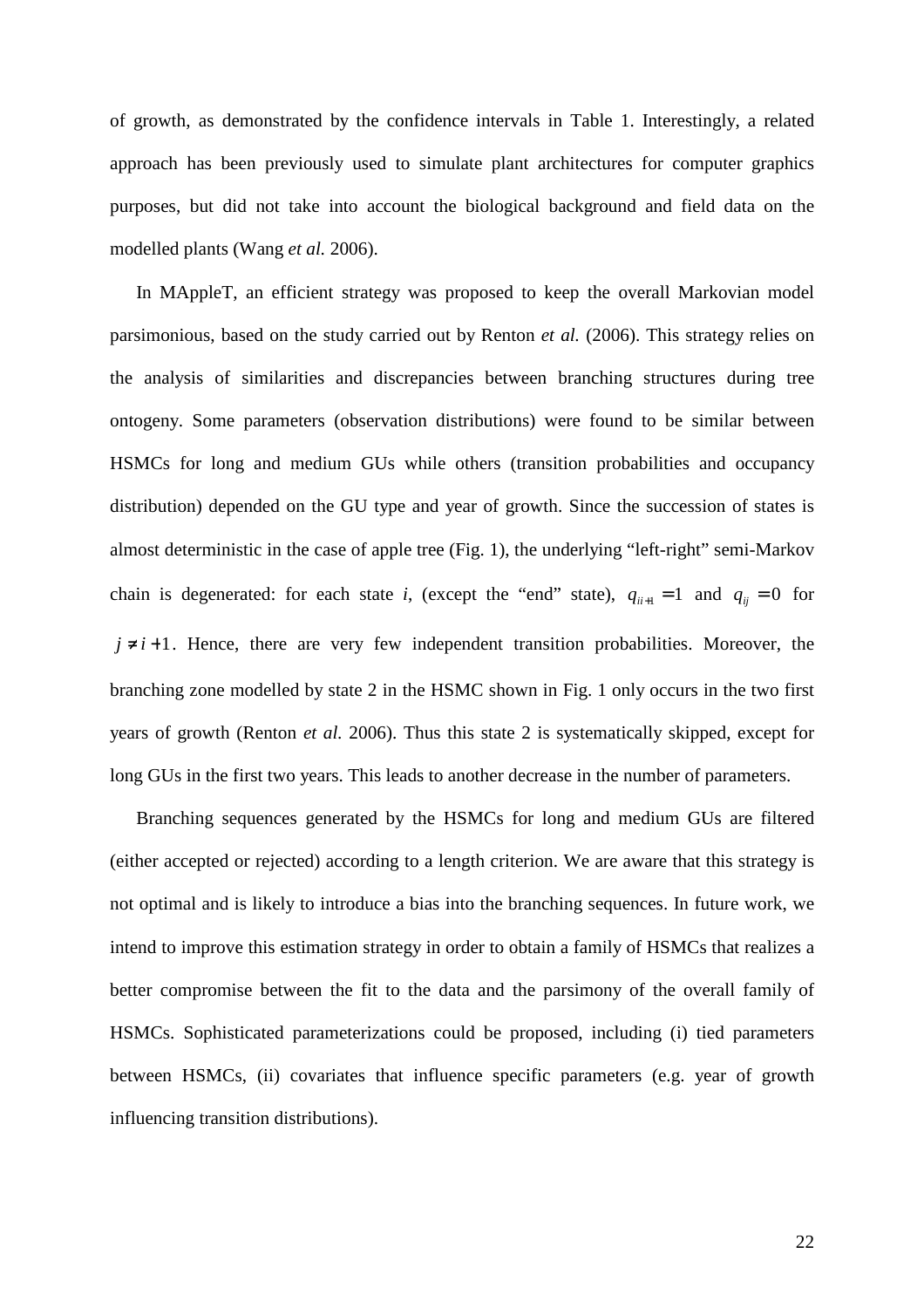of growth, as demonstrated by the confidence intervals in Table 1. Interestingly, a related approach has been previously used to simulate plant architectures for computer graphics purposes, but did not take into account the biological background and field data on the modelled plants (Wang *et al.* 2006).

In MAppleT, an efficient strategy was proposed to keep the overall Markovian model parsimonious, based on the study carried out by Renton *et al.* (2006). This strategy relies on the analysis of similarities and discrepancies between branching structures during tree ontogeny. Some parameters (observation distributions) were found to be similar between HSMCs for long and medium GUs while others (transition probabilities and occupancy distribution) depended on the GU type and year of growth. Since the succession of states is almost deterministic in the case of apple tree (Fig. 1), the underlying "left-right" semi-Markov chain is degenerated: for each state *i*, (except the "end" state), $q_{ii+1} = 1$ and $q_{ij} = 0$ for $j \neq i+1$. Hence, there are very few independent transition probabilities. Moreover, the branching zone modelled by state 2 in the HSMC shown in Fig. 1 only occurs in the two first years of growth (Renton *et al.* 2006). Thus this state 2 is systematically skipped, except for long GUs in the first two years. This leads to another decrease in the number of parameters.

Branching sequences generated by the HSMCs for long and medium GUs are filtered (either accepted or rejected) according to a length criterion. We are aware that this strategy is not optimal and is likely to introduce a bias into the branching sequences. In future work, we intend to improve this estimation strategy in order to obtain a family of HSMCs that realizes a better compromise between the fit to the data and the parsimony of the overall family of HSMCs. Sophisticated parameterizations could be proposed, including (i) tied parameters between HSMCs, (ii) covariates that influence specific parameters (e.g. year of growth influencing transition distributions).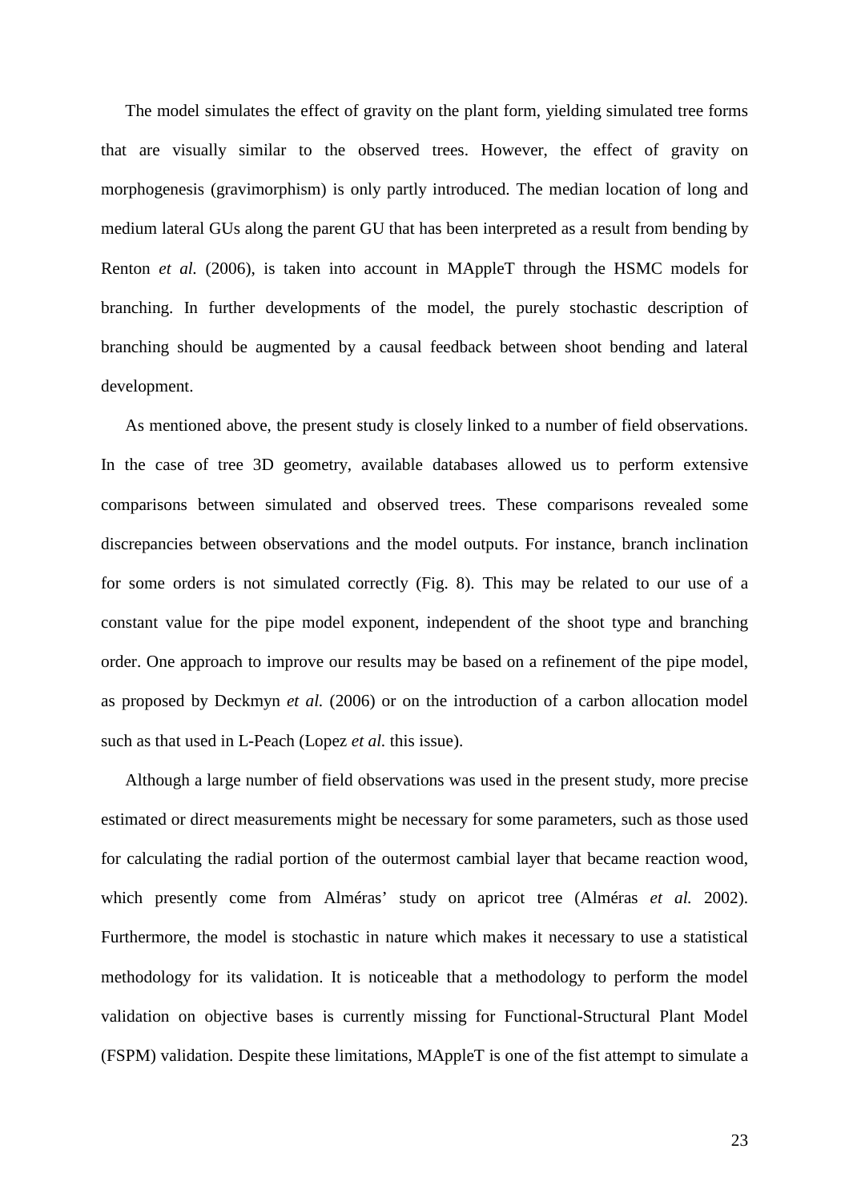The model simulates the effect of gravity on the plant form, yielding simulated tree forms that are visually similar to the observed trees. However, the effect of gravity on morphogenesis (gravimorphism) is only partly introduced. The median location of long and medium lateral GUs along the parent GU that has been interpreted as a result from bending by Renton *et al.* (2006), is taken into account in MAppleT through the HSMC models for branching. In further developments of the model, the purely stochastic description of branching should be augmented by a causal feedback between shoot bending and lateral development.

As mentioned above, the present study is closely linked to a number of field observations. In the case of tree 3D geometry, available databases allowed us to perform extensive comparisons between simulated and observed trees. These comparisons revealed some discrepancies between observations and the model outputs. For instance, branch inclination for some orders is not simulated correctly (Fig. 8). This may be related to our use of a constant value for the pipe model exponent, independent of the shoot type and branching order. One approach to improve our results may be based on a refinement of the pipe model, as proposed by Deckmyn *et al.* (2006) or on the introduction of a carbon allocation model such as that used in L-Peach (Lopez *et al.* this issue).

Although a large number of field observations was used in the present study, more precise estimated or direct measurements might be necessary for some parameters, such as those used for calculating the radial portion of the outermost cambial layer that became reaction wood, which presently come from Alméras' study on apricot tree (Alméras *et al.* 2002). Furthermore, the model is stochastic in nature which makes it necessary to use a statistical methodology for its validation. It is noticeable that a methodology to perform the model validation on objective bases is currently missing for Functional-Structural Plant Model (FSPM) validation. Despite these limitations, MAppleT is one of the fist attempt to simulate a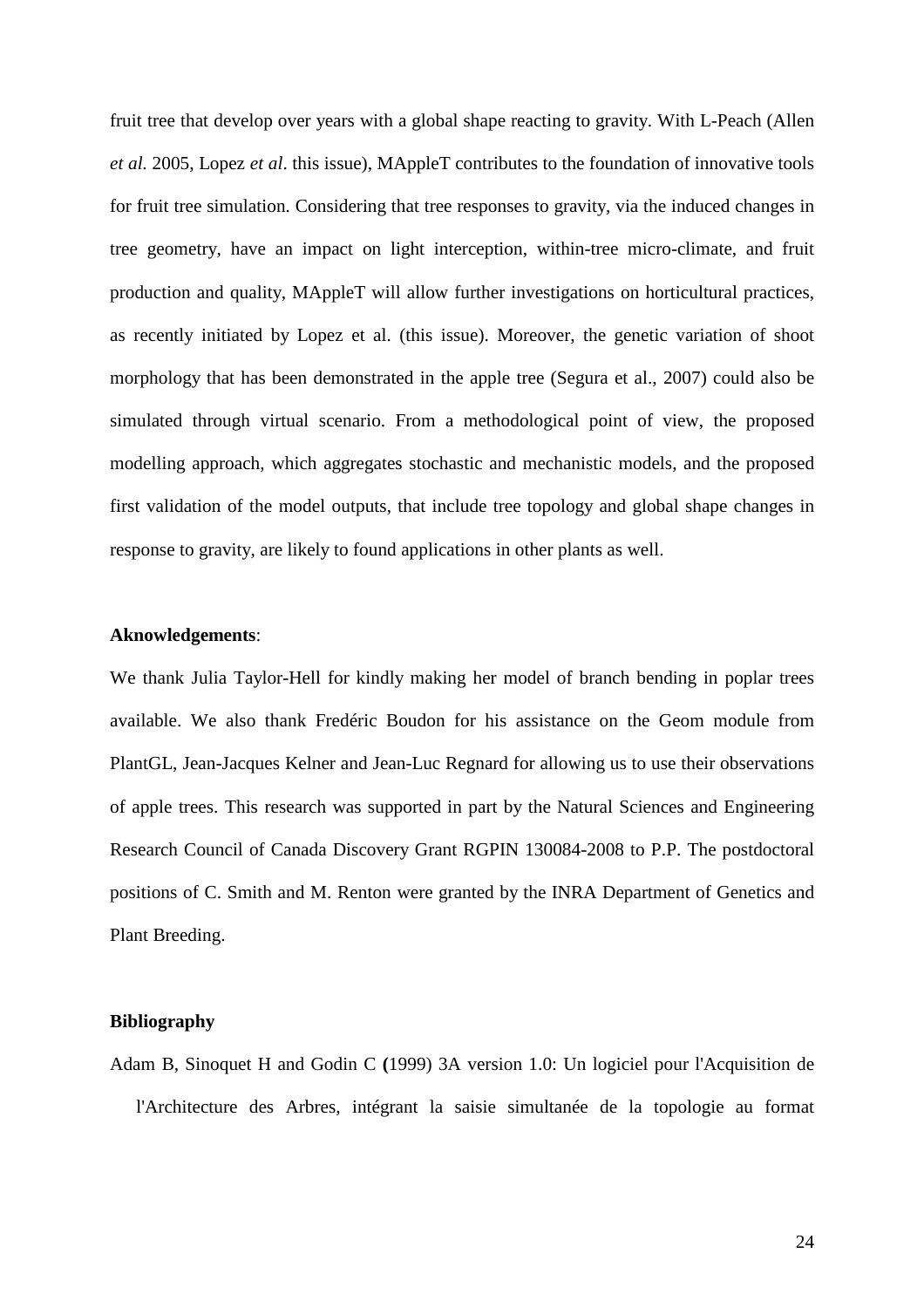fruit tree that develop over years with a global shape reacting to gravity. With L-Peach (Allen *et al.* 2005, Lopez *et al*. this issue), MAppleT contributes to the foundation of innovative tools for fruit tree simulation. Considering that tree responses to gravity, via the induced changes in tree geometry, have an impact on light interception, within-tree micro-climate, and fruit production and quality, MAppleT will allow further investigations on horticultural practices, as recently initiated by Lopez et al. (this issue). Moreover, the genetic variation of shoot morphology that has been demonstrated in the apple tree (Segura et al., 2007) could also be simulated through virtual scenario. From a methodological point of view, the proposed modelling approach, which aggregates stochastic and mechanistic models, and the proposed first validation of the model outputs, that include tree topology and global shape changes in response to gravity, are likely to found applications in other plants as well.

**Aknowledgements**:

We thank Julia Taylor-Hell for kindly making her model of branch bending in poplar trees available. We also thank Fredéric Boudon for his assistance on the Geom module from PlantGL, Jean-Jacques Kelner and Jean-Luc Regnard for allowing us to use their observations of apple trees. This research was supported in part by the Natural Sciences and Engineering Research Council of Canada Discovery Grant RGPIN 130084-2008 to P.P. The postdoctoral positions of C. Smith and M. Renton were granted by the INRA Department of Genetics and Plant Breeding.

**Bibliography**

Adam B, Sinoquet H and Godin C **(**1999) 3A version 1.0: Un logiciel pour l'Acquisition de l'Architecture des Arbres, intégrant la saisie simultanée de la topologie au format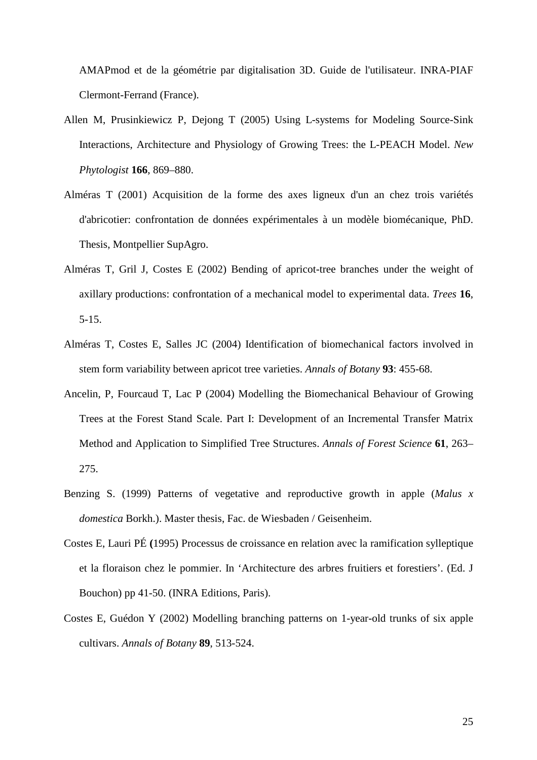AMAPmod et de la géométrie par digitalisation 3D. Guide de l'utilisateur. INRA-PIAF Clermont-Ferrand (France).

Allen M, Prusinkiewicz P, Dejong T (2005) Using L-systems for Modeling Source-Sink Interactions, Architecture and Physiology of Growing Trees: the L-PEACH Model. *New Phytologist* **166**, 869–880.

Alméras T (2001) Acquisition de la forme des axes ligneux d'un an chez trois variétés d'abricotier: confrontation de données expérimentales à un modèle biomécanique, PhD. Thesis, Montpellier SupAgro.

Alméras T, Gril J, Costes E (2002) Bending of apricot-tree branches under the weight of axillary productions: confrontation of a mechanical model to experimental data. *Trees* **16**, 5-15.

Alméras T, Costes E, Salles JC (2004) Identification of biomechanical factors involved in stem form variability between apricot tree varieties. *Annals of Botany* **93**: 455-68.

Ancelin, P, Fourcaud T, Lac P (2004) Modelling the Biomechanical Behaviour of Growing Trees at the Forest Stand Scale. Part I: Development of an Incremental Transfer Matrix Method and Application to Simplified Tree Structures. *Annals of Forest Science* **61**, 263–275.

Benzing S. (1999) Patterns of vegetative and reproductive growth in apple (*Malus x domestica* Borkh.). Master thesis, Fac. de Wiesbaden / Geisenheim.

Costes E, Lauri PÉ **(**1995) Processus de croissance en relation avec la ramification sylleptique et la floraison chez le pommier. In 'Architecture des arbres fruitiers et forestiers'. (Ed. J Bouchon) pp 41-50. (INRA Editions, Paris).

Costes E, Guédon Y (2002) Modelling branching patterns on 1-year-old trunks of six apple cultivars. *Annals of Botany* **89**, 513-524.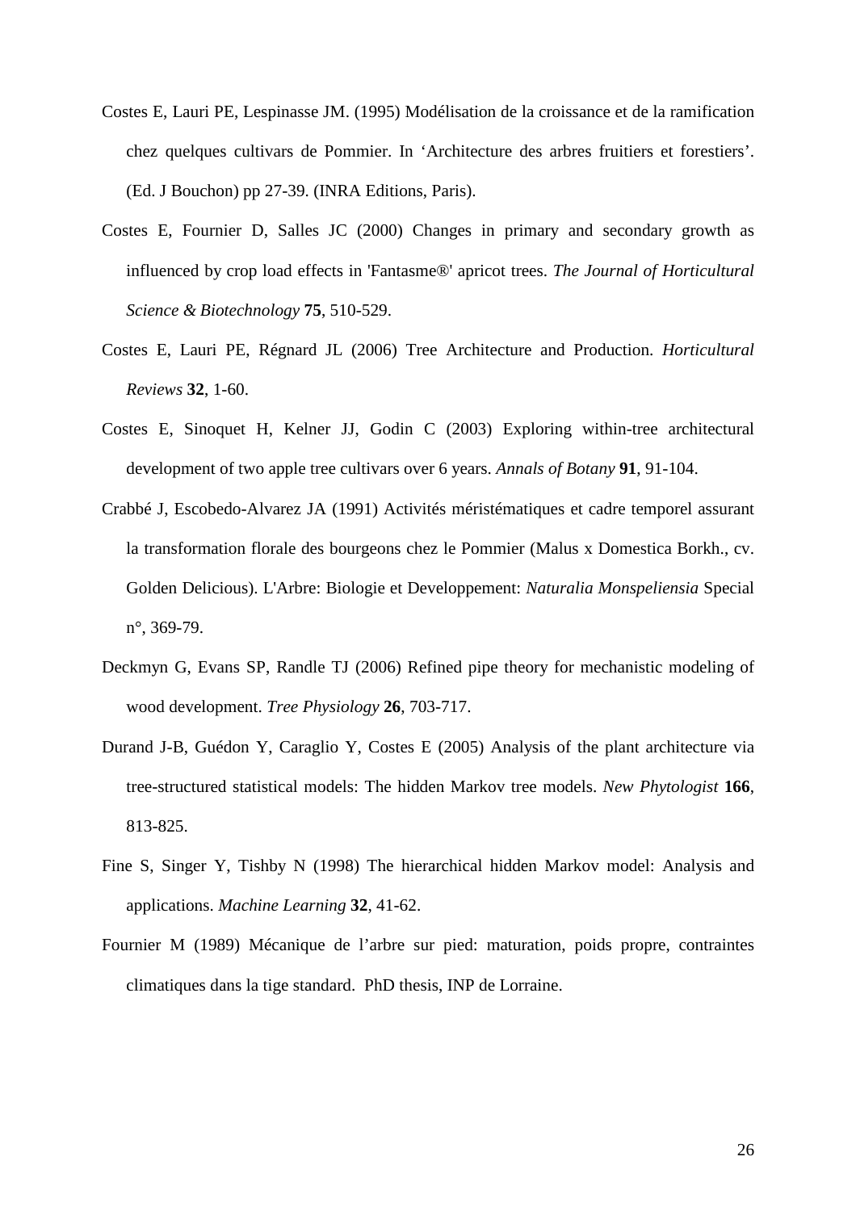Costes E, Lauri PE, Lespinasse JM. (1995) Modélisation de la croissance et de la ramification chez quelques cultivars de Pommier. In 'Architecture des arbres fruitiers et forestiers'. (Ed. J Bouchon) pp 27-39. (INRA Editions, Paris).

Costes E, Fournier D, Salles JC (2000) Changes in primary and secondary growth as influenced by crop load effects in 'Fantasme®' apricot trees. *The Journal of Horticultural Science & Biotechnology* **75**, 510-529.

Costes E, Lauri PE, Régnard JL (2006) Tree Architecture and Production. *Horticultural Reviews* **32**, 1-60.

Costes E, Sinoquet H, Kelner JJ, Godin C (2003) Exploring within-tree architectural development of two apple tree cultivars over 6 years. *Annals of Botany* **91**, 91-104.

Crabbé J, Escobedo-Alvarez JA (1991) Activités méristématiques et cadre temporel assurant la transformation florale des bourgeons chez le Pommier (Malus x Domestica Borkh., cv. Golden Delicious). L'Arbre: Biologie et Developpement: *Naturalia Monspeliensia* Special n°, 369-79.

Deckmyn G, Evans SP, Randle TJ (2006) Refined pipe theory for mechanistic modeling of wood development. *Tree Physiology* **26**, 703-717.

Durand J-B, Guédon Y, Caraglio Y, Costes E (2005) Analysis of the plant architecture via tree-structured statistical models: The hidden Markov tree models. *New Phytologist* **166**, 813-825.

Fine S, Singer Y, Tishby N (1998) The hierarchical hidden Markov model: Analysis and applications. *Machine Learning* **32**, 41-62.

Fournier M (1989) Mécanique de l'arbre sur pied: maturation, poids propre, contraintes climatiques dans la tige standard. PhD thesis, INP de Lorraine.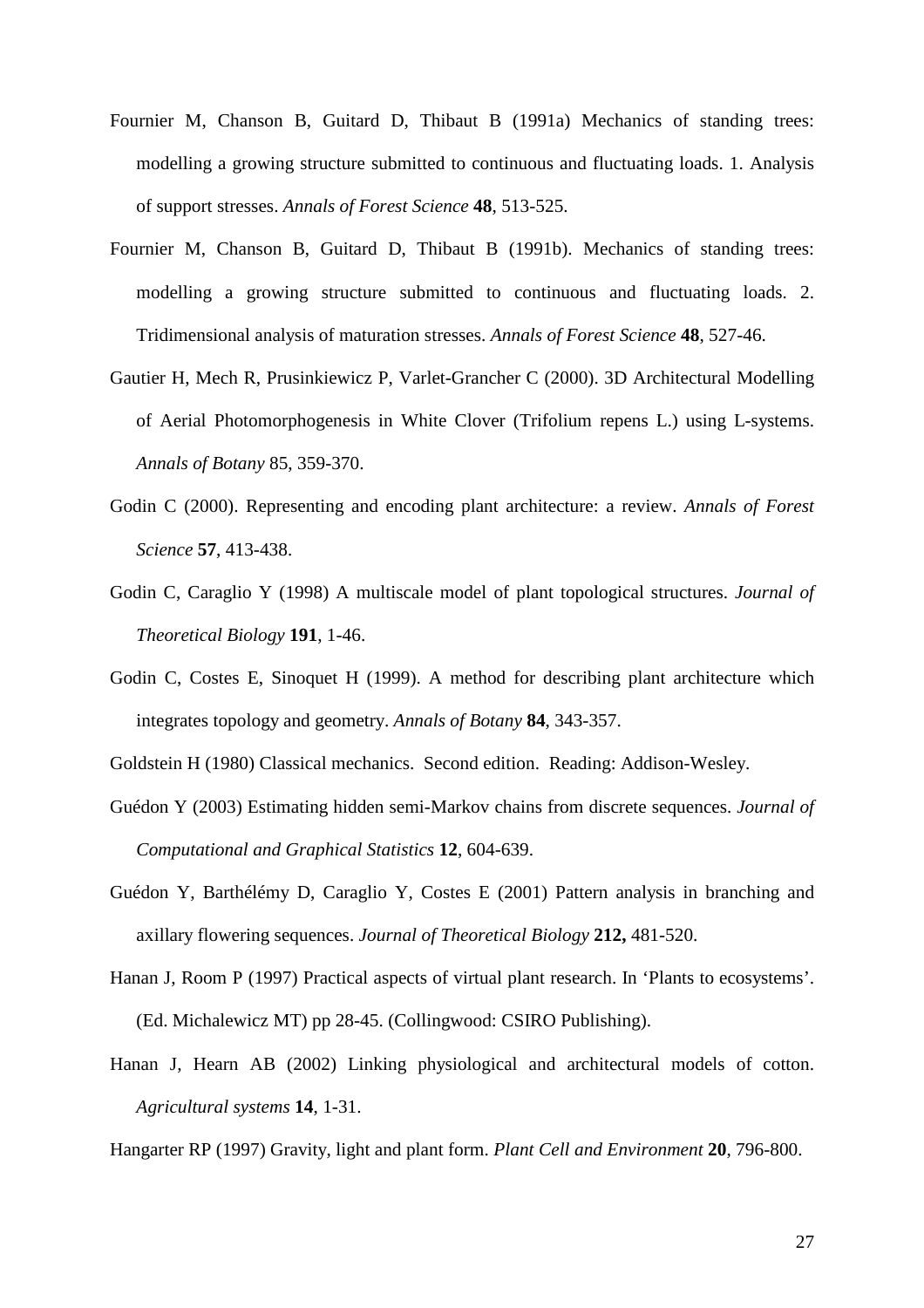Fournier M, Chanson B, Guitard D, Thibaut B (1991a) Mechanics of standing trees: modelling a growing structure submitted to continuous and fluctuating loads. 1. Analysis of support stresses. *Annals of Forest Science* **48**, 513-525.

Fournier M, Chanson B, Guitard D, Thibaut B (1991b). Mechanics of standing trees: modelling a growing structure submitted to continuous and fluctuating loads. 2. Tridimensional analysis of maturation stresses. *Annals of Forest Science* **48**, 527-46.

Gautier H, Mech R, Prusinkiewicz P, Varlet-Grancher C (2000). 3D Architectural Modelling of Aerial Photomorphogenesis in White Clover (Trifolium repens L.) using L-systems. *Annals of Botany* 85, 359-370.

Godin C (2000). Representing and encoding plant architecture: a review. *Annals of Forest Science* **57**, 413-438.

Godin C, Caraglio Y (1998) A multiscale model of plant topological structures. *Journal of Theoretical Biology* **191**, 1-46.

Godin C, Costes E, Sinoquet H (1999). A method for describing plant architecture which integrates topology and geometry. *Annals of Botany* **84**, 343-357.

Goldstein H (1980) Classical mechanics. Second edition. Reading: Addison-Wesley.

Guédon Y (2003) Estimating hidden semi-Markov chains from discrete sequences. *Journal of Computational and Graphical Statistics* **12**, 604-639.

Guédon Y, Barthélémy D, Caraglio Y, Costes E (2001) Pattern analysis in branching and axillary flowering sequences. *Journal of Theoretical Biology* **212,** 481-520.

Hanan J, Room P (1997) Practical aspects of virtual plant research. In 'Plants to ecosystems'. (Ed. Michalewicz MT) pp 28-45. (Collingwood: CSIRO Publishing).

Hanan J, Hearn AB (2002) Linking physiological and architectural models of cotton. *Agricultural systems* **14**, 1-31.

Hangarter RP (1997) Gravity, light and plant form. *Plant Cell and Environment* **20**, 796-800.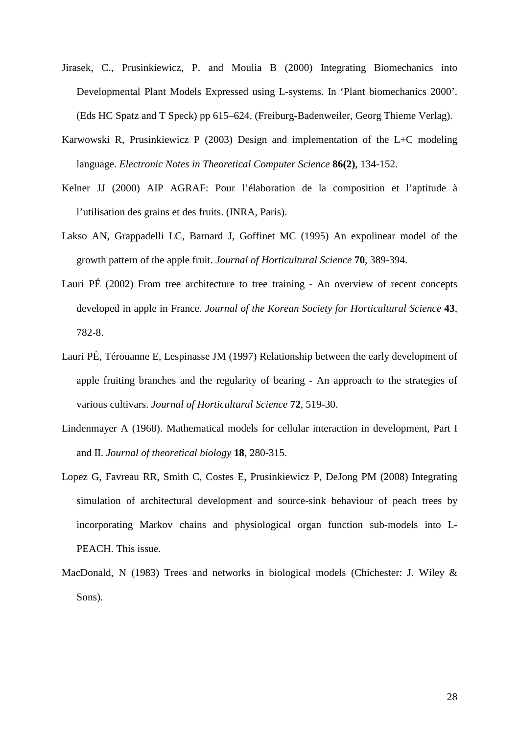Jirasek, C., Prusinkiewicz, P. and Moulia B (2000) Integrating Biomechanics into Developmental Plant Models Expressed using L-systems. In 'Plant biomechanics 2000'. (Eds HC Spatz and T Speck) pp 615–624. (Freiburg-Badenweiler, Georg Thieme Verlag).

Karwowski R, Prusinkiewicz P (2003) Design and implementation of the L+C modeling language. *Electronic Notes in Theoretical Computer Science* **86(2)**, 134-152.

Kelner JJ (2000) AIP AGRAF: Pour l'élaboration de la composition et l'aptitude à l'utilisation des grains et des fruits. (INRA, Paris).

Lakso AN, Grappadelli LC, Barnard J, Goffinet MC (1995) An expolinear model of the growth pattern of the apple fruit. *Journal of Horticultural Science* **70**, 389-394.

Lauri PÉ (2002) From tree architecture to tree training - An overview of recent concepts developed in apple in France. *Journal of the Korean Society for Horticultural Science* **43**, 782-8.

Lauri PÉ, Térouanne E, Lespinasse JM (1997) Relationship between the early development of apple fruiting branches and the regularity of bearing - An approach to the strategies of various cultivars. *Journal of Horticultural Science* **72**, 519-30.

Lindenmayer A (1968). Mathematical models for cellular interaction in development, Part I and II. *Journal of theoretical biology* **18**, 280-315.

Lopez G, Favreau RR, Smith C, Costes E, Prusinkiewicz P, DeJong PM (2008) Integrating simulation of architectural development and source-sink behaviour of peach trees by incorporating Markov chains and physiological organ function sub-models into L-PEACH. This issue.

MacDonald, N (1983) Trees and networks in biological models (Chichester: J. Wiley & Sons).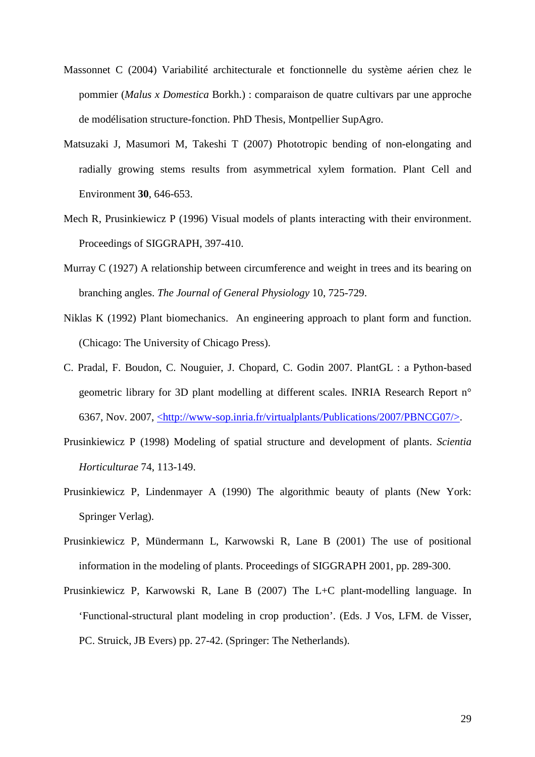Massonnet C (2004) Variabilité architecturale et fonctionnelle du système aérien chez le pommier (*Malus x Domestica* Borkh.) : comparaison de quatre cultivars par une approche de modélisation structure-fonction. PhD Thesis, Montpellier SupAgro.

Matsuzaki J, Masumori M, Takeshi T (2007) Phototropic bending of non-elongating and radially growing stems results from asymmetrical xylem formation. Plant Cell and Environment **30**, 646-653.

Mech R, Prusinkiewicz P (1996) Visual models of plants interacting with their environment. Proceedings of SIGGRAPH, 397-410.

Murray C (1927) A relationship between circumference and weight in trees and its bearing on branching angles. *The Journal of General Physiology* 10, 725-729.

Niklas K (1992) Plant biomechanics. An engineering approach to plant form and function. (Chicago: The University of Chicago Press).

C. Pradal, F. Boudon, C. Nouguier, J. Chopard, C. Godin 2007. PlantGL : a Python-based geometric library for 3D plant modelling at different scales. INRIA Research Report n° 6367, Nov. 2007, <http://www-sop.inria.fr/virtualplants/Publications/2007/PBNCG07/>.

Prusinkiewicz P (1998) Modeling of spatial structure and development of plants. *Scientia Horticulturae* 74, 113-149.

Prusinkiewicz P, Lindenmayer A (1990) The algorithmic beauty of plants (New York: Springer Verlag).

Prusinkiewicz P, Mündermann L, Karwowski R, Lane B (2001) The use of positional information in the modeling of plants. Proceedings of SIGGRAPH 2001, pp. 289-300.

Prusinkiewicz P, Karwowski R, Lane B (2007) The L+C plant-modelling language. In 'Functional-structural plant modeling in crop production'. (Eds. J Vos, LFM. de Visser, PC. Struick, JB Evers) pp. 27-42. (Springer: The Netherlands).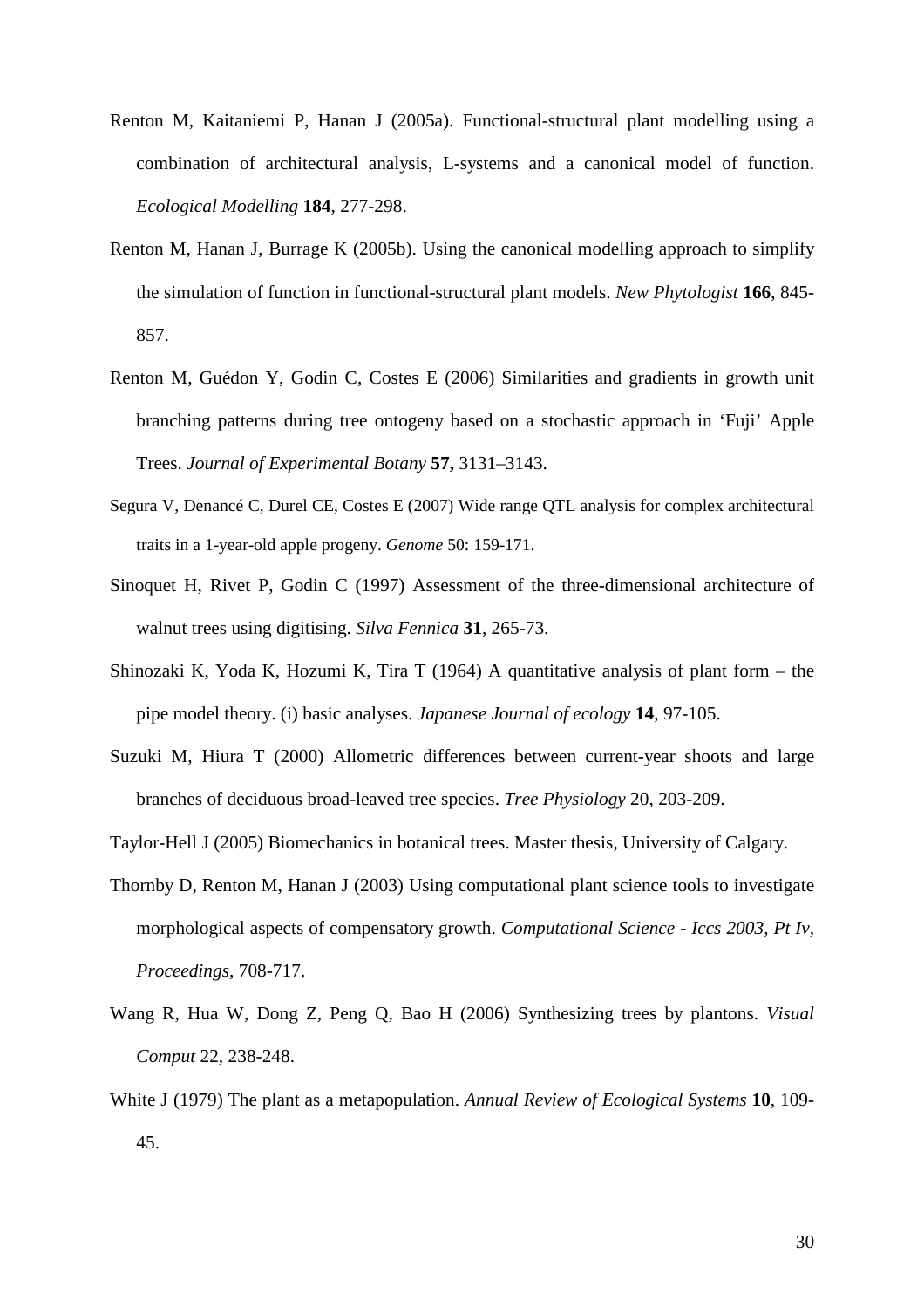Renton M, Kaitaniemi P, Hanan J (2005a). Functional-structural plant modelling using a combination of architectural analysis, L-systems and a canonical model of function. *Ecological Modelling* **184**, 277-298.

Renton M, Hanan J, Burrage K (2005b). Using the canonical modelling approach to simplify the simulation of function in functional-structural plant models. *New Phytologist* **166**, 845-857.

Renton M, Guédon Y, Godin C, Costes E (2006) Similarities and gradients in growth unit branching patterns during tree ontogeny based on a stochastic approach in 'Fuji' Apple Trees. *Journal of Experimental Botany* **57,** 3131–3143.

Segura V, Denancé C, Durel CE, Costes E (2007) Wide range QTL analysis for complex architectural traits in a 1-year-old apple progeny. *Genome* 50: 159-171.

Sinoquet H, Rivet P, Godin C (1997) Assessment of the three-dimensional architecture of walnut trees using digitising. *Silva Fennica* **31**, 265-73.

Shinozaki K, Yoda K, Hozumi K, Tira T (1964) A quantitative analysis of plant form – the pipe model theory. (i) basic analyses. *Japanese Journal of ecology* **14**, 97-105.

Suzuki M, Hiura T (2000) Allometric differences between current-year shoots and large branches of deciduous broad-leaved tree species. *Tree Physiology* 20, 203-209.

Taylor-Hell J (2005) Biomechanics in botanical trees. Master thesis, University of Calgary.

Thornby D, Renton M, Hanan J (2003) Using computational plant science tools to investigate morphological aspects of compensatory growth. *Computational Science - Iccs 2003, Pt Iv, Proceedings*, 708-717.

Wang R, Hua W, Dong Z, Peng Q, Bao H (2006) Synthesizing trees by plantons. *Visual Comput* 22, 238-248.

White J (1979) The plant as a metapopulation. *Annual Review of Ecological Systems* **10**, 109-45.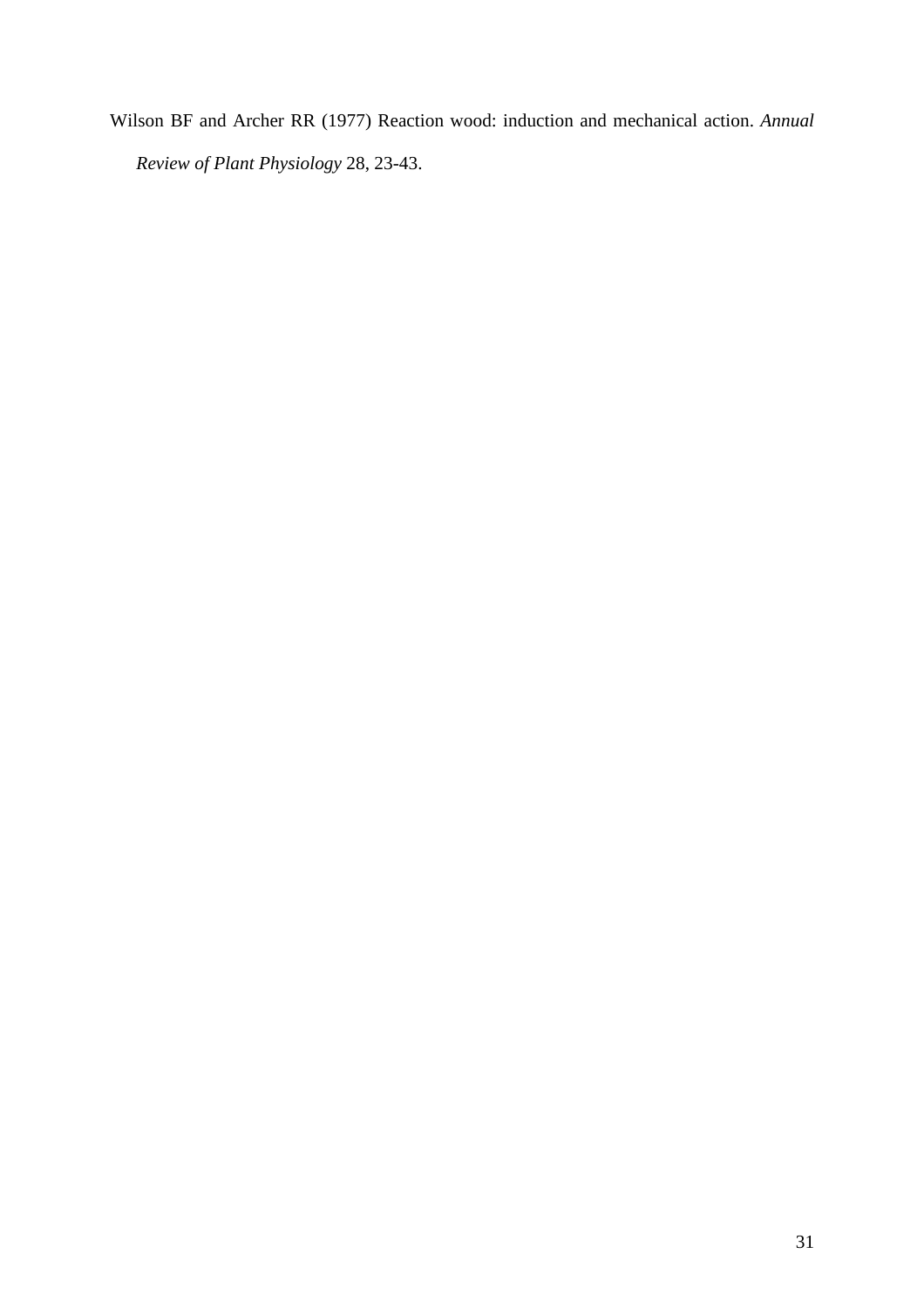Wilson BF and Archer RR (1977) Reaction wood: induction and mechanical action. *Annual Review of Plant Physiology* 28, 23-43.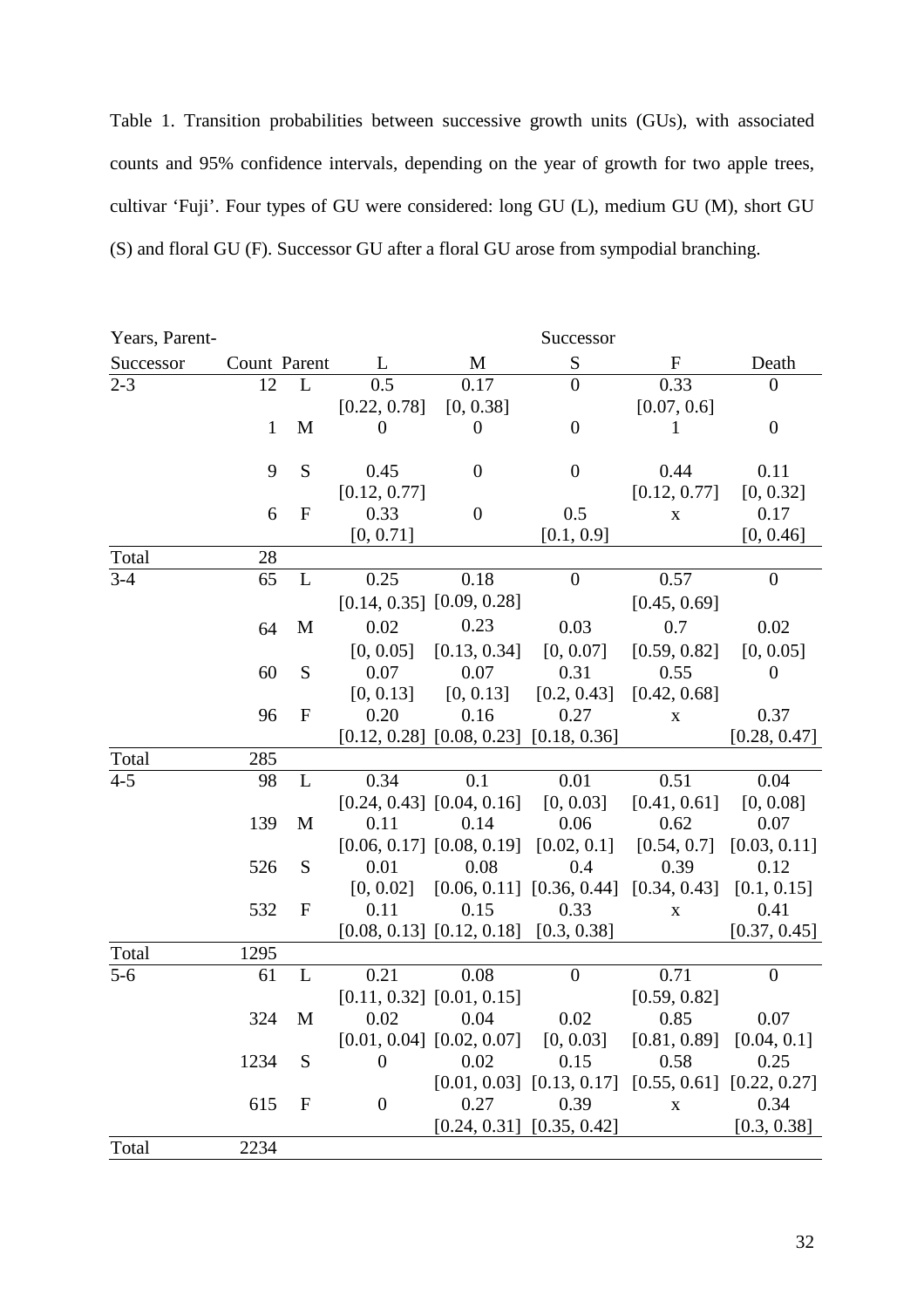Table 1. Transition probabilities between successive growth units (GUs), with associated counts and 95% confidence intervals, depending on the year of growth for two apple trees, cultivar 'Fuji'. Four types of GU were considered: long GU (L), medium GU (M), short GU (S) and floral GU (F). Successor GU after a floral GU arose from sympodial branching.

| Years, Parent-Successor | Count | Parent | Successor L | Successor M | Successor S | Successor F | Successor Death |
|---|---|---|---|---|---|---|---|
| 2-3 | 12 | L | 0.5 [0.22, 0.78] | 0.17 [0, 0.38] | 0 | 0.33 [0.07, 0.6] | 0 |
| | 1 | M | 0 | 0 | 0 | 1 | 0 |
| | 9 | S | 0.45 [0.12, 0.77] | 0 | 0 | 0.44 [0.12, 0.77] | 0.11 [0, 0.32] |
| | 6 | F | 0.33 [0, 0.71] | 0 | 0.5 [0.1, 0.9] | x | 0.17 [0, 0.46] |
| Total | 28 | | | | | | |
| 3-4 | 65 | L | 0.25 [0.14, 0.35] | 0.18 [0.09, 0.28] | 0 | 0.57 [0.45, 0.69] | 0 |
| | 64 | M | 0.02 [0, 0.05] | 0.23 [0.13, 0.34] | 0.03 [0, 0.07] | 0.7 [0.59, 0.82] | 0.02 [0, 0.05] |
| | 60 | S | 0.07 [0, 0.13] | 0.07 [0, 0.13] | 0.31 [0.2, 0.43] | 0.55 [0.42, 0.68] | 0 |
| | 96 | F | 0.20 [0.12, 0.28] | 0.16 [0.08, 0.23] | 0.27 [0.18, 0.36] | x | 0.37 [0.28, 0.47] |
| Total | 285 | | | | | | |
| 4-5 | 98 | L | 0.34 [0.24, 0.43] | 0.1 [0.04, 0.16] | 0.01 [0, 0.03] | 0.51 [0.41, 0.61] | 0.04 [0, 0.08] |
| | 139 | M | 0.11 [0.06, 0.17] | 0.14 [0.08, 0.19] | 0.06 [0.02, 0.1] | 0.62 [0.54, 0.7] | 0.07 [0.03, 0.11] |
| | 526 | S | 0.01 [0, 0.02] | 0.08 [0.06, 0.11] | 0.4 [0.36, 0.44] | 0.39 [0.34, 0.43] | 0.12 [0.1, 0.15] |
| | 532 | F | 0.11 [0.08, 0.13] | 0.15 [0.12, 0.18] | 0.33 [0.3, 0.38] | x | 0.41 [0.37, 0.45] |
| Total | 1295 | | | | | | |
| 5-6 | 61 | L | 0.21 [0.11, 0.32] | 0.08 [0.01, 0.15] | 0 | 0.71 [0.59, 0.82] | 0 |
| | 324 | M | 0.02 [0.01, 0.04] | 0.04 [0.02, 0.07] | 0.02 [0, 0.03] | 0.85 [0.81, 0.89] | 0.07 [0.04, 0.1] |
| | 1234 | S | 0 | 0.02 [0.01, 0.03] | 0.15 [0.13, 0.17] | 0.58 [0.55, 0.61] | 0.25 [0.22, 0.27] |
| | 615 | F | 0 | 0.27 [0.24, 0.31] | 0.39 [0.35, 0.42] | x | 0.34 [0.3, 0.38] |
| Total | 2234 | | | | | | |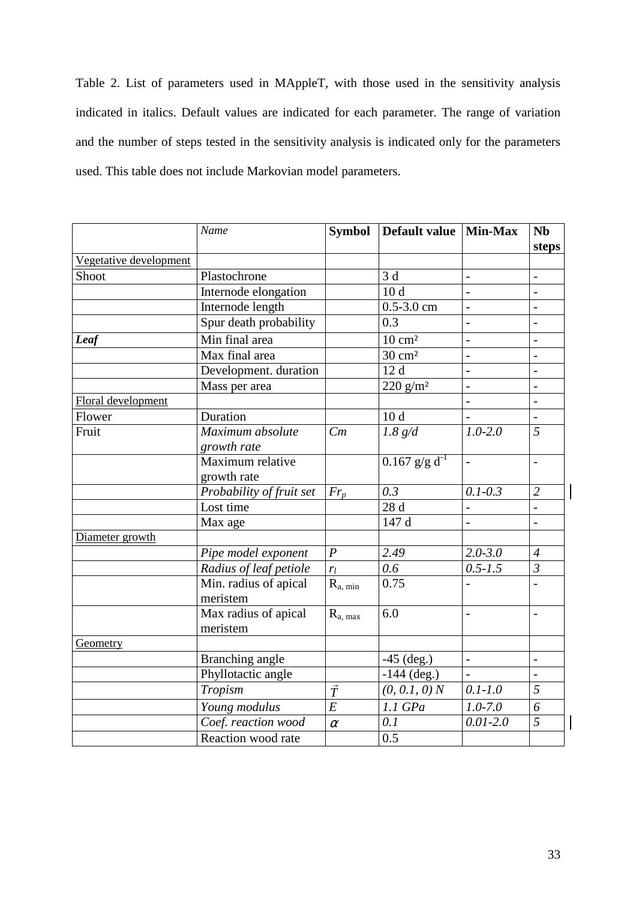Table 2. List of parameters used in MAppleT, with those used in the sensitivity analysis indicated in italics. Default values are indicated for each parameter. The range of variation and the number of steps tested in the sensitivity analysis is indicated only for the parameters used. This table does not include Markovian model parameters.

| | *Name* | **Symbol** | **Default value** | **Min-Max** | **Nb steps** |
|---|---|---|---|---|---|
| Vegetative development | | | | | |
| Shoot | Plastochrone | | 3 d | - | - |
| | Internode elongation | | 10 d | - | - |
| | Internode length | | 0.5-3.0 cm | - | - |
| | Spur death probability | | 0.3 | - | - |
| ***Leaf*** | Min final area | | 10 cm² | - | - |
| | Max final area | | 30 cm² | - | - |
| | Development. duration | | 12 d | - | - |
| | Mass per area | | 220 g/m² | - | - |
| Floral development | | | | - | - |
| Flower | Duration | | 10 d | - | - |
| Fruit | *Maximum absolute growth rate* | *Cm* | *1.8 g/d* | *1.0-2.0* | *5* |
| | Maximum relative growth rate | | 0.167 g/g $d^{-1}$ | - | - |
| | *Probability of fruit set* | $Fr_p$ | *0.3* | *0.1-0.3* | *2* |
| | Lost time | | 28 d | - | - |
| | Max age | | 147 d | - | - |
| Diameter growth | | | | | |
| | *Pipe model exponent* | $P$ | *2.49* | *2.0-3.0* | *4* |
| | *Radius of leaf petiole* | $r_l$ | *0.6* | *0.5-1.5* | *3* |
| | Min. radius of apical meristem | $R_{a,\, min}$ | 0.75 | - | - |
| | Max radius of apical meristem | $R_{a,\, max}$ | 6.0 | - | - |
| Geometry | | | | | |
| | Branching angle | | -45 (deg.) | - | - |
| | Phyllotactic angle | | -144 (deg.) | - | - |
| | *Tropism* | $\vec{T}$ | *(0, 0.1, 0) N* | *0.1-1.0* | *5* |
| | *Young modulus* | $E$ | *1.1 GPa* | *1.0-7.0* | *6* |
| | *Coef. reaction wood* | $\alpha$ | *0.1* | *0.01-2.0* | *5* |
| | Reaction wood rate | | 0.5 | | |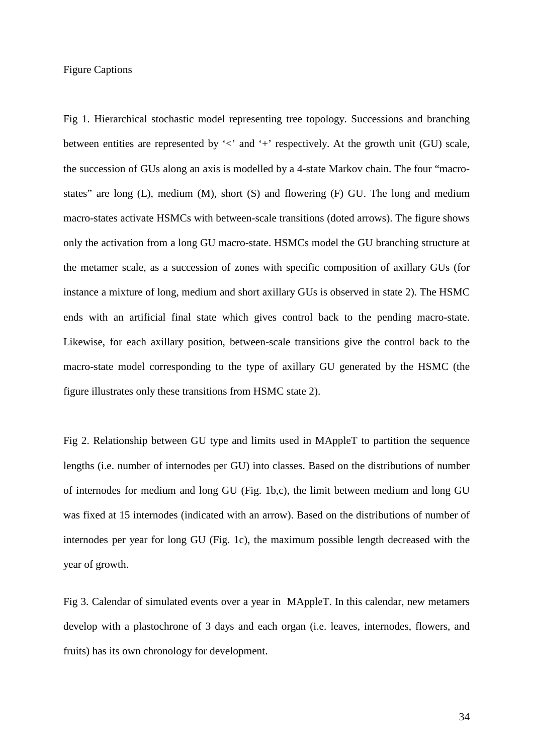Figure Captions

Fig 1. Hierarchical stochastic model representing tree topology. Successions and branching between entities are represented by '<' and '+' respectively. At the growth unit (GU) scale, the succession of GUs along an axis is modelled by a 4-state Markov chain. The four "macro-states" are long (L), medium (M), short (S) and flowering (F) GU. The long and medium macro-states activate HSMCs with between-scale transitions (doted arrows). The figure shows only the activation from a long GU macro-state. HSMCs model the GU branching structure at the metamer scale, as a succession of zones with specific composition of axillary GUs (for instance a mixture of long, medium and short axillary GUs is observed in state 2). The HSMC ends with an artificial final state which gives control back to the pending macro-state. Likewise, for each axillary position, between-scale transitions give the control back to the macro-state model corresponding to the type of axillary GU generated by the HSMC (the figure illustrates only these transitions from HSMC state 2).

Fig 2. Relationship between GU type and limits used in MAppleT to partition the sequence lengths (i.e. number of internodes per GU) into classes. Based on the distributions of number of internodes for medium and long GU (Fig. 1b,c), the limit between medium and long GU was fixed at 15 internodes (indicated with an arrow). Based on the distributions of number of internodes per year for long GU (Fig. 1c), the maximum possible length decreased with the year of growth.

Fig 3. Calendar of simulated events over a year in MAppleT. In this calendar, new metamers develop with a plastochrone of 3 days and each organ (i.e. leaves, internodes, flowers, and fruits) has its own chronology for development.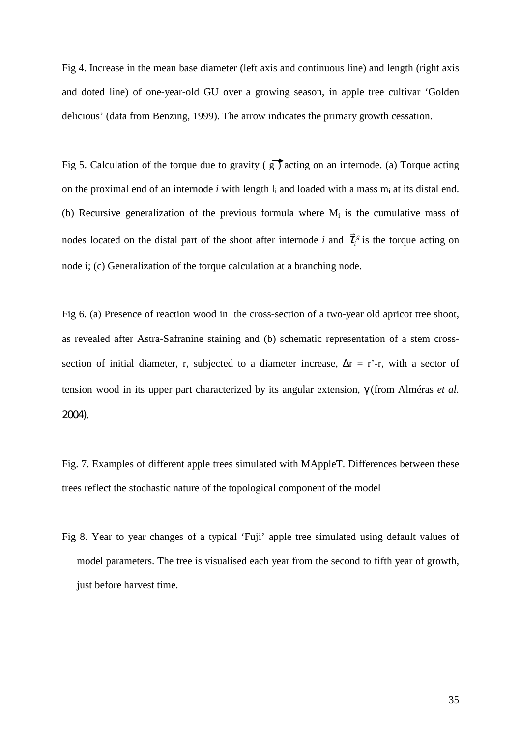Fig 4. Increase in the mean base diameter (left axis and continuous line) and length (right axis and doted line) of one-year-old GU over a growing season, in apple tree cultivar 'Golden delicious' (data from Benzing, 1999). The arrow indicates the primary growth cessation.

Fig 5. Calculation of the torque due to gravity ( $\vec{g}$ ) acting on an internode. (a) Torque acting on the proximal end of an internode *i* with length $l_i$ and loaded with a mass $m_i$ at its distal end. (b) Recursive generalization of the previous formula where $M_i$ is the cumulative mass of nodes located on the distal part of the shoot after internode *i* and $\vec{\tau}_i^{\,g}$ is the torque acting on node i; (c) Generalization of the torque calculation at a branching node.

Fig 6. (a) Presence of reaction wood in the cross-section of a two-year old apricot tree shoot, as revealed after Astra-Safranine staining and (b) schematic representation of a stem cross-section of initial diameter, r, subjected to a diameter increase, $\Delta r = r' - r$, with a sector of tension wood in its upper part characterized by its angular extension, $\gamma$ (from Alméras *et al.* 2004).

Fig. 7. Examples of different apple trees simulated with MAppleT. Differences between these trees reflect the stochastic nature of the topological component of the model

Fig 8. Year to year changes of a typical 'Fuji' apple tree simulated using default values of model parameters. The tree is visualised each year from the second to fifth year of growth, just before harvest time.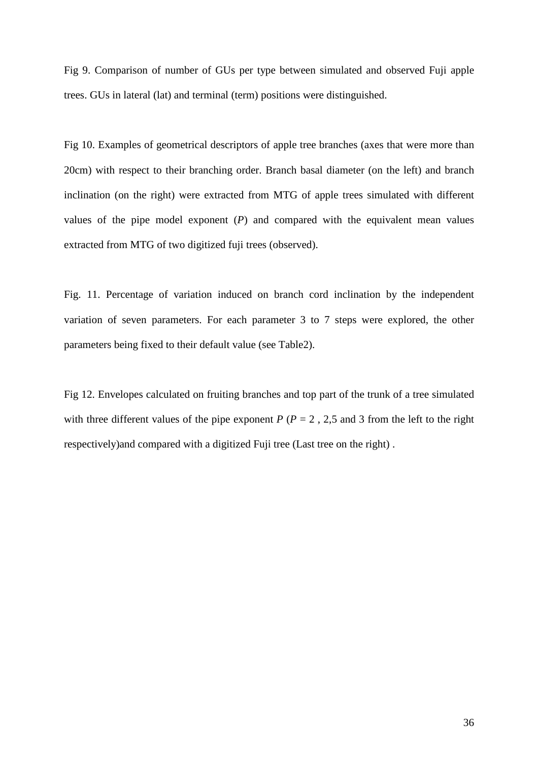Fig 9. Comparison of number of GUs per type between simulated and observed Fuji apple trees. GUs in lateral (lat) and terminal (term) positions were distinguished.

Fig 10. Examples of geometrical descriptors of apple tree branches (axes that were more than 20cm) with respect to their branching order. Branch basal diameter (on the left) and branch inclination (on the right) were extracted from MTG of apple trees simulated with different values of the pipe model exponent ($P$) and compared with the equivalent mean values extracted from MTG of two digitized fuji trees (observed).

Fig. 11. Percentage of variation induced on branch cord inclination by the independent variation of seven parameters. For each parameter 3 to 7 steps were explored, the other parameters being fixed to their default value (see Table2).

Fig 12. Envelopes calculated on fruiting branches and top part of the trunk of a tree simulated with three different values of the pipe exponent $P$ ($P$ = 2 , 2,5 and 3 from the left to the right respectively)and compared with a digitized Fuji tree (Last tree on the right) .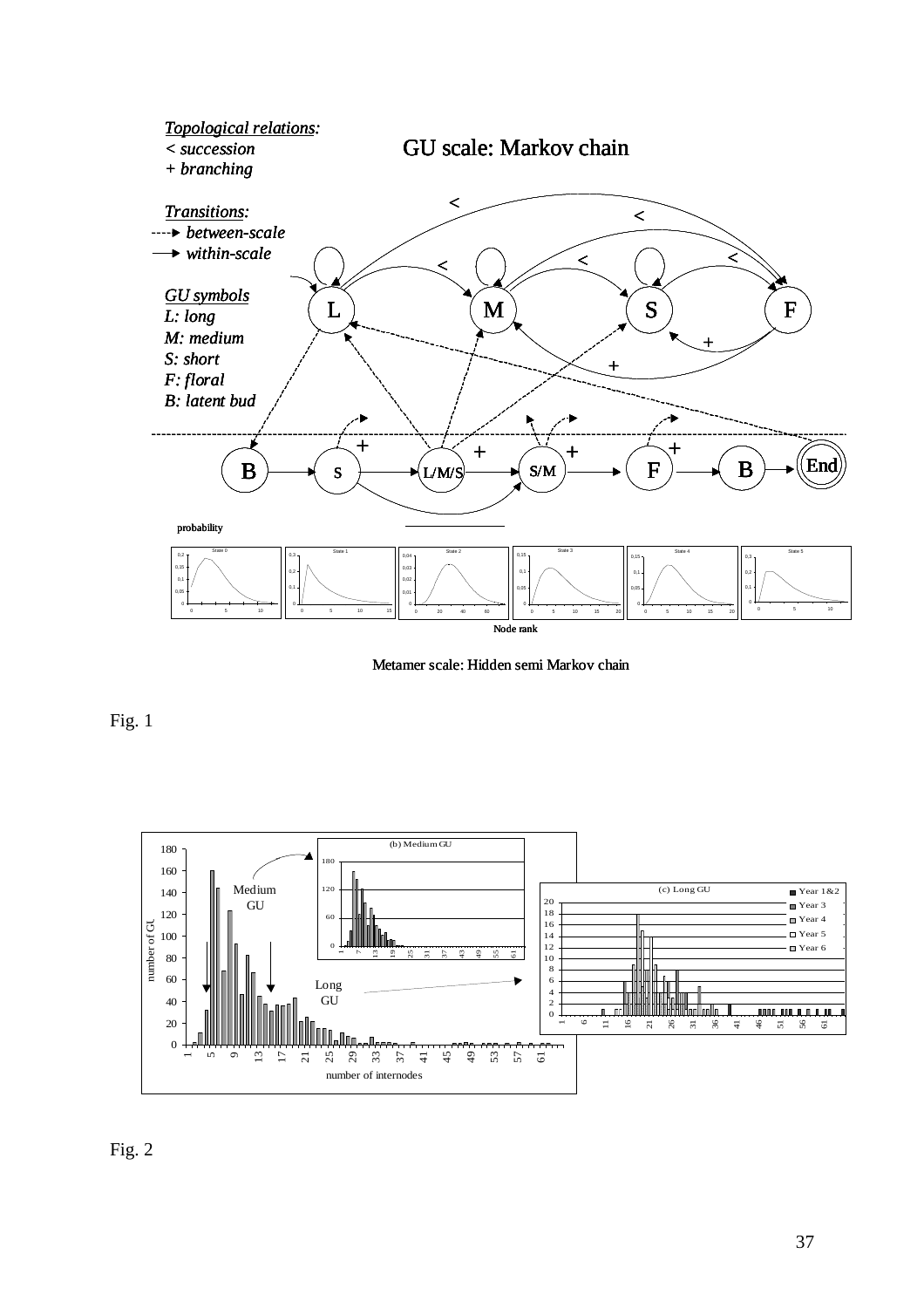Fig. 1

Fig. 2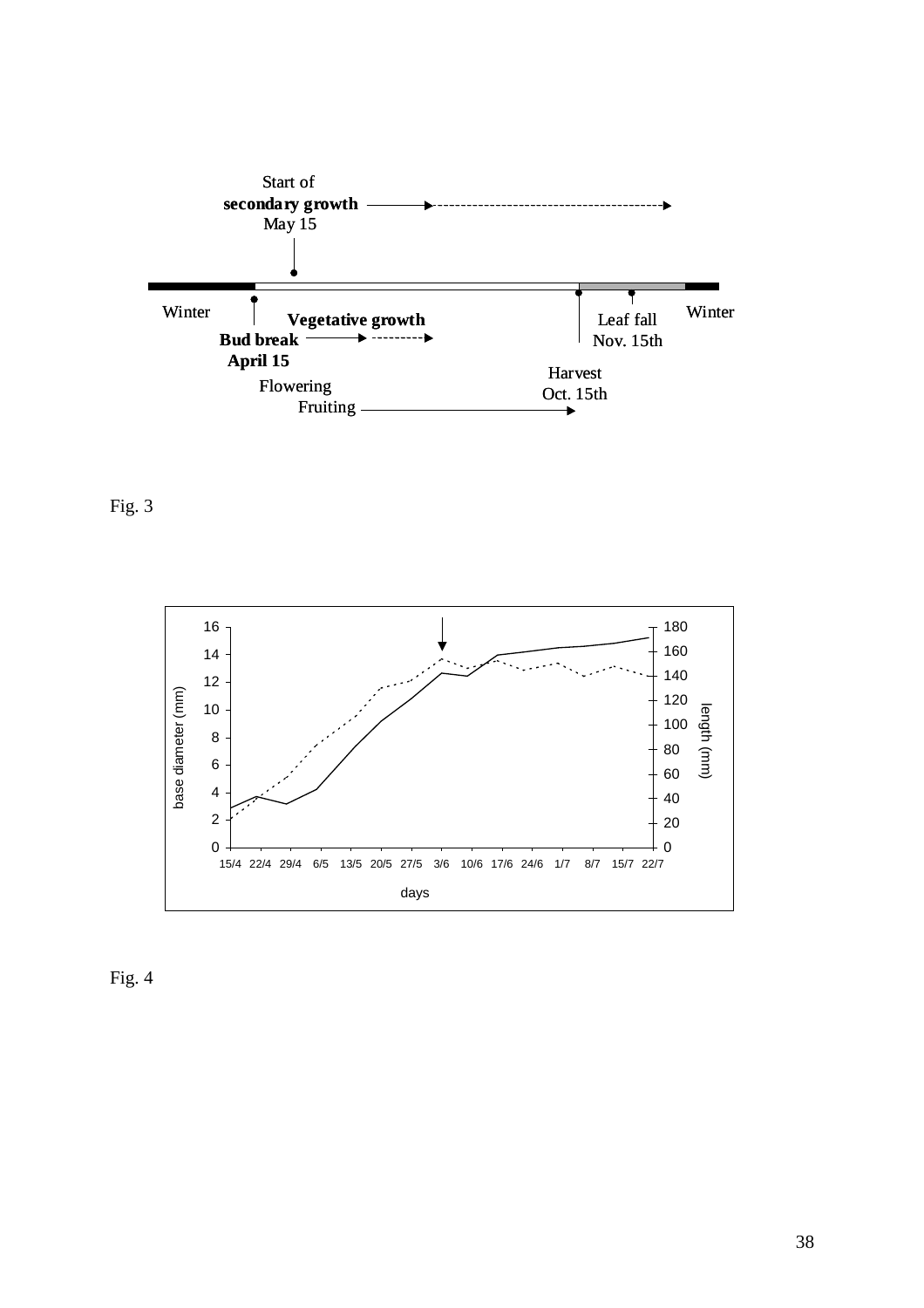Fig. 3

Fig. 4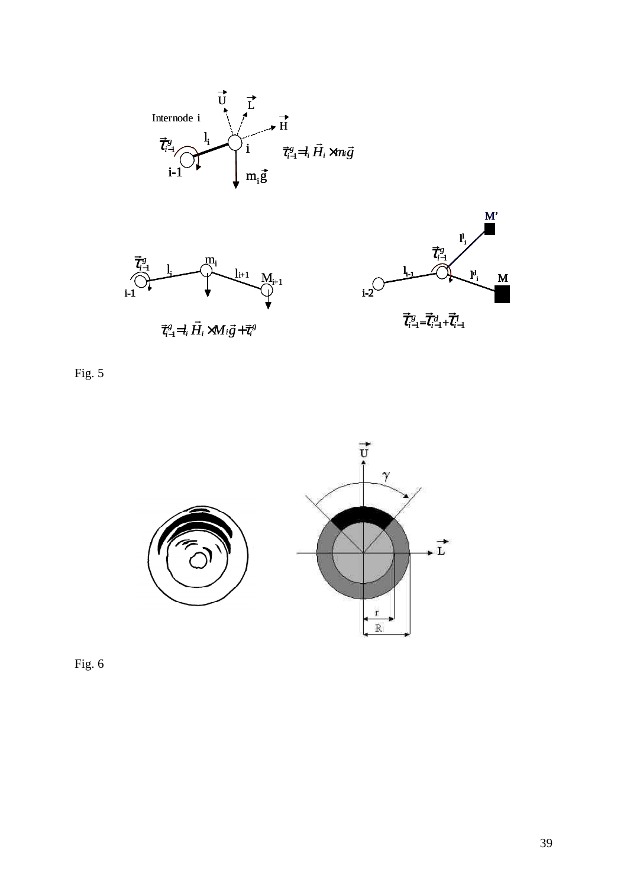Fig. 5

Fig. 6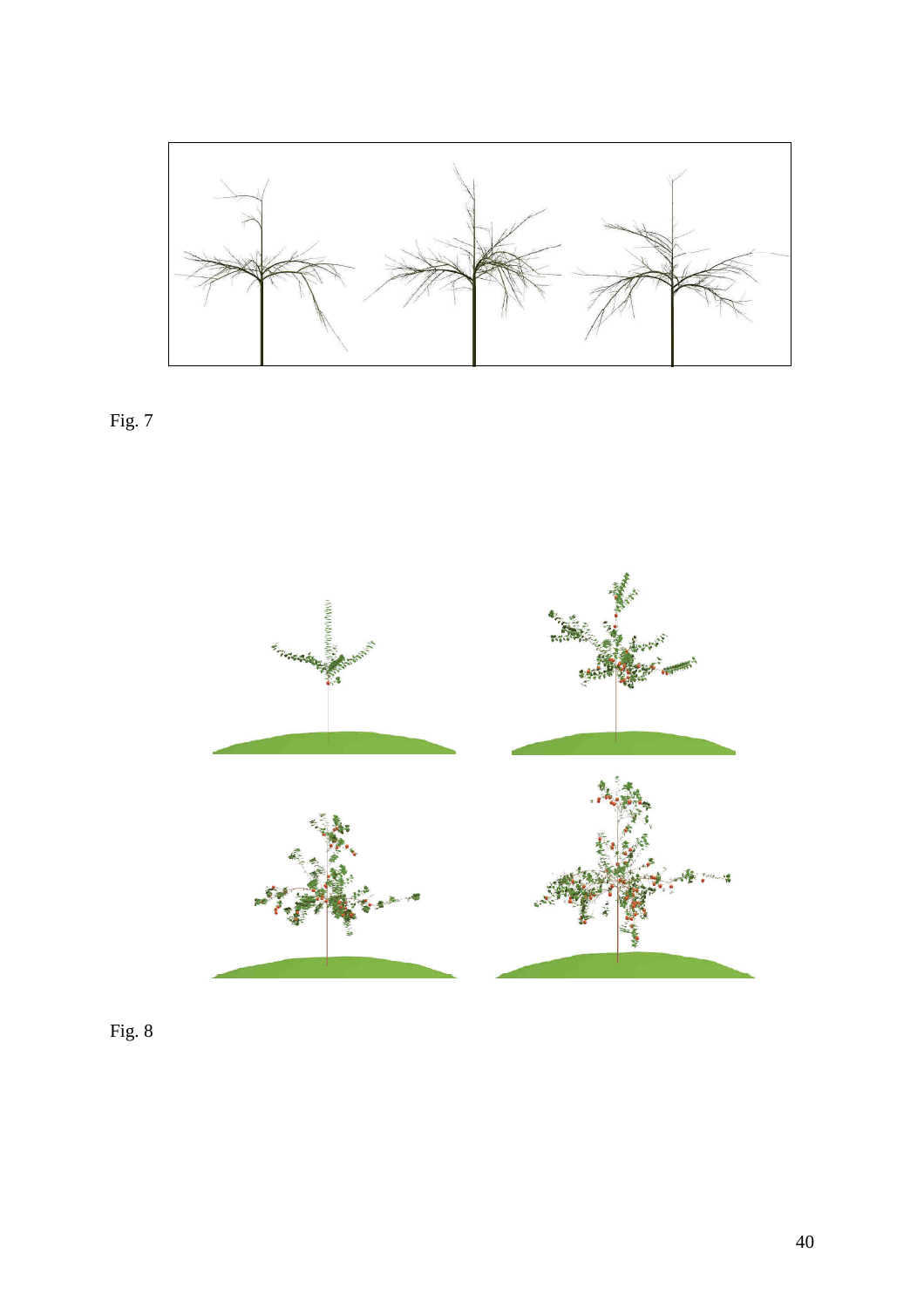Fig. 7

Fig. 8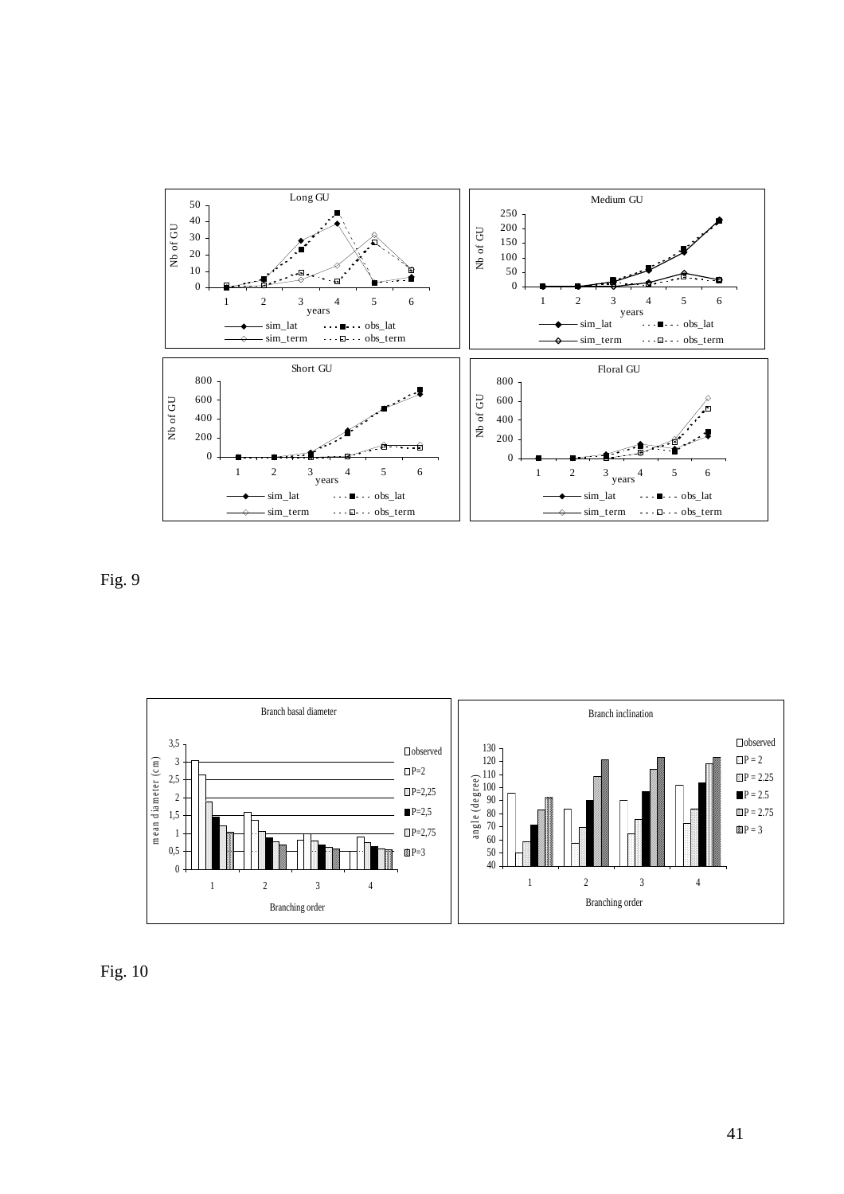Fig. 9

Fig. 10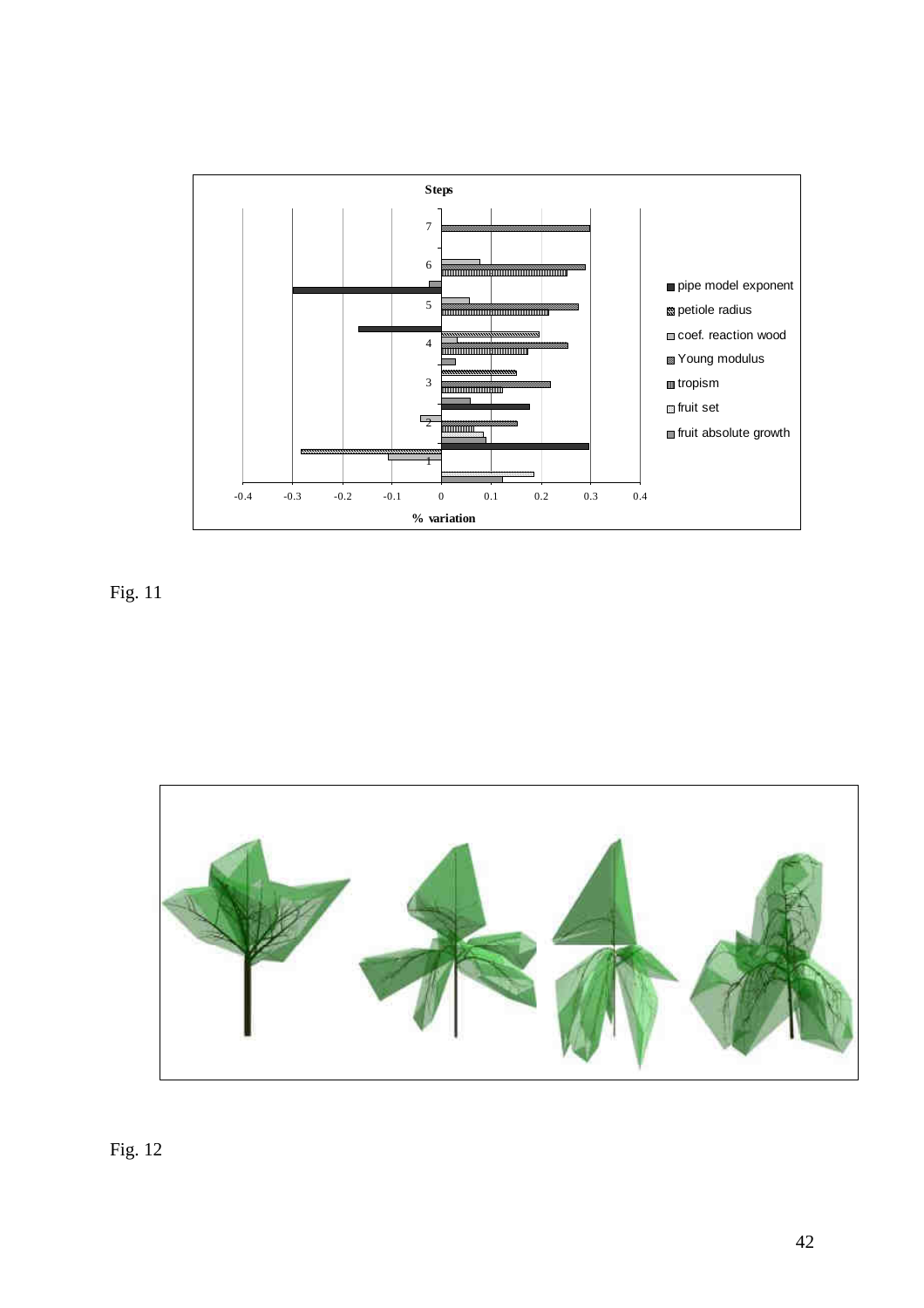Steps

7
6
5
4
3
2
1

-0.4
-0.3
-0.2
-0.1
0
0.1
0.2
0.3
0.4

% variation

pipe model exponent
petiole radius
coef. reaction wood
Young modulus
tropism
fruit set
fruit absolute growth

Fig. 11

Fig. 12